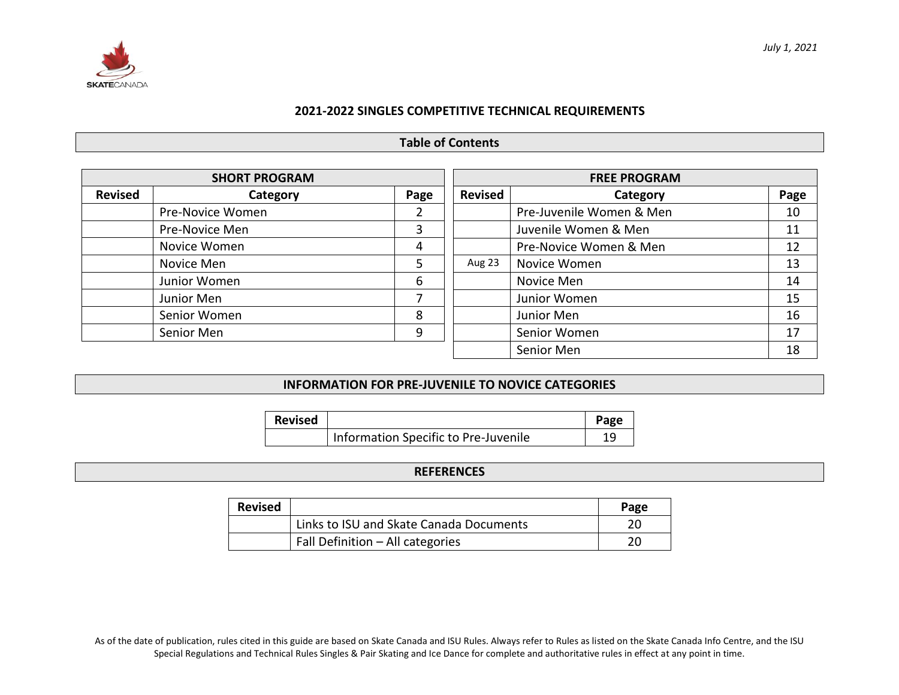*July 1, 2021*

# 2021-2022 SINGLES COMPETITIVE TECHNICAL REQUIREMENTS

## Table of Contents

| SHORT PROGRAM | | |
|---|---|---|
| **Revised** | **Category** | **Page** |
| | Pre-Novice Women | 2 |
| | Pre-Novice Men | 3 |
| | Novice Women | 4 |
| | Novice Men | 5 |
| | Junior Women | 6 |
| | Junior Men | 7 |
| | Senior Women | 8 |
| | Senior Men | 9 |

| FREE PROGRAM | | |
|---|---|---|
| **Revised** | **Category** | **Page** |
| | Pre-Juvenile Women & Men | 10 |
| | Juvenile Women & Men | 11 |
| | Pre-Novice Women & Men | 12 |
| Aug 23 | Novice Women | 13 |
| | Novice Men | 14 |
| | Junior Women | 15 |
| | Junior Men | 16 |
| | Senior Women | 17 |
| | Senior Men | 18 |

## INFORMATION FOR PRE-JUVENILE TO NOVICE CATEGORIES

| Revised | | Page |
|---|---|---|
| | Information Specific to Pre-Juvenile | 19 |

## REFERENCES

| Revised | | Page |
|---|---|---|
| | Links to ISU and Skate Canada Documents | 20 |
| | Fall Definition – All categories | 20 |

As of the date of publication, rules cited in this guide are based on Skate Canada and ISU Rules. Always refer to Rules as listed on the Skate Canada Info Centre, and the ISU Special Regulations and Technical Rules Singles & Pair Skating and Ice Dance for complete and authoritative rules in effect at any point in time.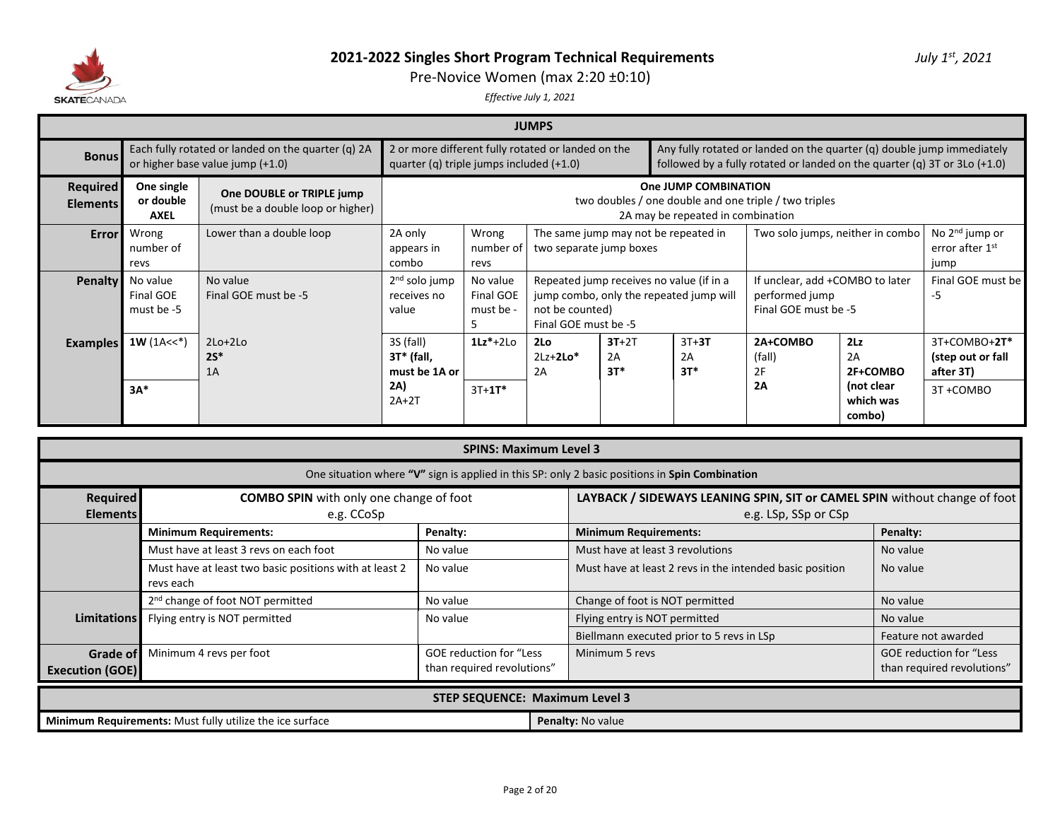# 2021-2022 Singles Short Program Technical Requirements

July 1st, 2021

Pre-Novice Women (max 2:20 ±0:10)

*Effective July 1, 2021*

## JUMPS

| | | | | | | | | | | |
|---|---|---|---|---|---|---|---|---|---|---|
| **Bonus** | Each fully rotated or landed on the quarter (q) 2A or higher base value jump (+1.0) | | 2 or more different fully rotated or landed on the quarter (q) triple jumps included (+1.0) | | | | Any fully rotated or landed on the quarter (q) double jump immediately followed by a fully rotated or landed on the quarter (q) 3T or 3Lo (+1.0) | | | |
| **Required Elements** | **One single or double AXEL** | **One DOUBLE or TRIPLE jump** (must be a double loop or higher) | **One JUMP COMBINATION** two doubles / one double and one triple / two triples 2A may be repeated in combination | | | | | | | |
| **Error** | Wrong number of revs | Lower than a double loop | 2A only appears in combo | Wrong number of revs | The same jump may not be repeated in two separate jump boxes | | | Two solo jumps, neither in combo | | No 2nd jump or error after 1st jump |
| **Penalty** | No value Final GOE must be -5 | No value Final GOE must be -5 | 2nd solo jump receives no value | No value Final GOE must be -5 | Repeated jump receives no value (if in a jump combo, only the repeated jump will not be counted) Final GOE must be -5 | | | If unclear, add +COMBO to later performed jump Final GOE must be -5 | | Final GOE must be -5 |
| **Examples** | **1W** (1A<<*) | 2Lo+2Lo **2S*** 1A | 3S (fall) **3T* (fall, must be 1A or 2A)** 2A+2T | **1Lz***+2Lo | **2Lo** 2Lz+**2Lo*** 2A | **3T**+2T 2A **3T*** | 3T+**3T** 2A **3T*** | **2A+COMBO** (fall) 2F **2A** | **2Lz** 2A **2F+COMBO (not clear which was combo)** | 3T+COMBO+**2T*** **(step out or fall after 3T)** |
| | **3A*** | | | 3T+**1T*** | | | | | | 3T +COMBO |

## SPINS: Maximum Level 3

One situation where **"V"** sign is applied in this SP: only 2 basic positions in **Spin Combination**

| | | | | |
|---|---|---|---|---|
| **Required Elements** | **COMBO SPIN** with only one change of foot e.g. CCoSp | | **LAYBACK / SIDEWAYS LEANING SPIN, SIT or CAMEL SPIN** without change of foot e.g. LSp, SSp or CSp | |
| | **Minimum Requirements:** | **Penalty:** | **Minimum Requirements:** | **Penalty:** |
| | Must have at least 3 revs on each foot | No value | Must have at least 3 revolutions | No value |
| | Must have at least two basic positions with at least 2 revs each | No value | Must have at least 2 revs in the intended basic position | No value |
| **Limitations** | 2nd change of foot NOT permitted | No value | Change of foot is NOT permitted | No value |
| | Flying entry is NOT permitted | No value | Flying entry is NOT permitted | No value |
| | | | Biellmann executed prior to 5 revs in LSp | Feature not awarded |
| **Grade of Execution (GOE)** | Minimum 4 revs per foot | GOE reduction for "Less than required revolutions" | Minimum 5 revs | GOE reduction for "Less than required revolutions" |

## STEP SEQUENCE: Maximum Level 3

| | |
|---|---|
| **Minimum Requirements:** Must fully utilize the ice surface | **Penalty:** No value |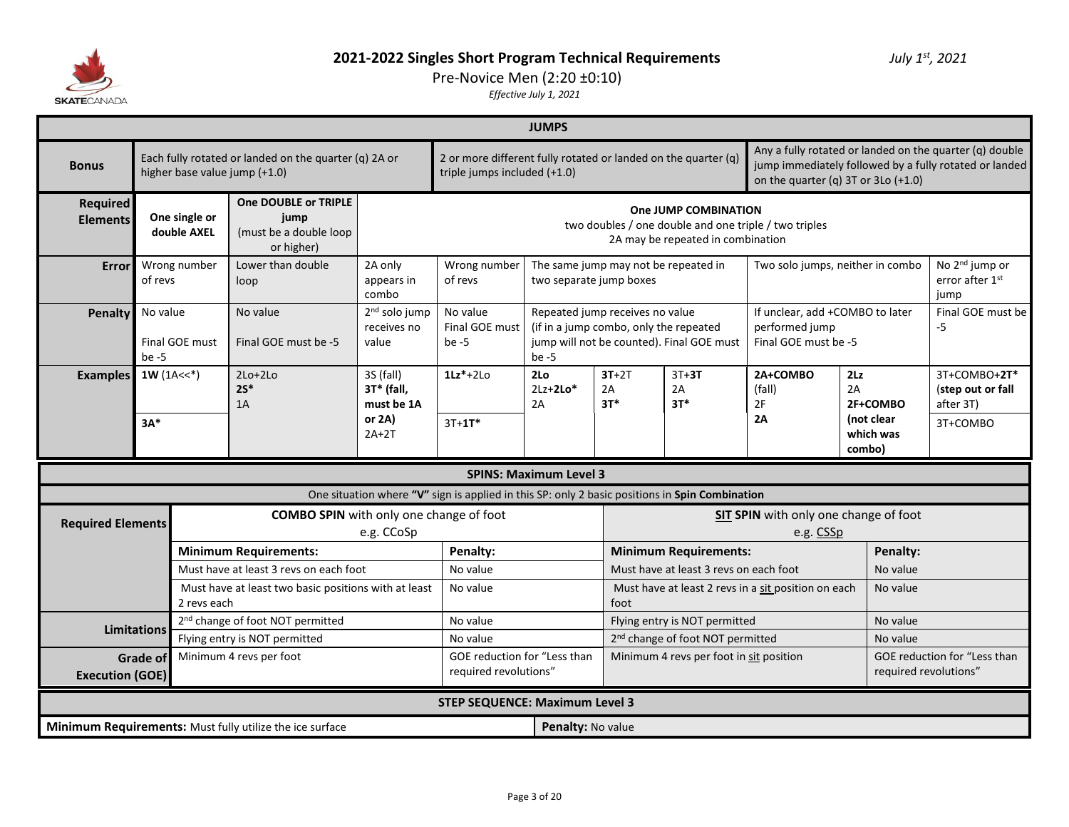# 2021-2022 Singles Short Program Technical Requirements

*July 1st, 2021*

Pre-Novice Men (2:20 ±0:10)

*Effective July 1, 2021*

## JUMPS

| | | | | | | | | | | |
|---|---|---|---|---|---|---|---|---|---|---|
| **Bonus** | Each fully rotated or landed on the quarter (q) 2A or higher base value jump (+1.0) | | | 2 or more different fully rotated or landed on the quarter (q) triple jumps included (+1.0) | | | | Any a fully rotated or landed on the quarter (q) double jump immediately followed by a fully rotated or landed on the quarter (q) 3T or 3Lo (+1.0) | | |
| **Required Elements** | One single or double AXEL | **One DOUBLE or TRIPLE jump** (must be a double loop or higher) | **One JUMP COMBINATION** two doubles / one double and one triple / two triples 2A may be repeated in combination | | | | | | | |
| **Error** | Wrong number of revs | Lower than double loop | 2A only appears in combo | Wrong number of revs | The same jump may not be repeated in two separate jump boxes | | | Two solo jumps, neither in combo | | No 2nd jump or error after 1st jump |
| **Penalty** | No value<br><br>Final GOE must be -5 | No value<br><br>Final GOE must be -5 | 2nd solo jump receives no value | No value Final GOE must be -5 | Repeated jump receives no value (if in a jump combo, only the repeated jump will not be counted). Final GOE must be -5 | | | If unclear, add +COMBO to later performed jump Final GOE must be -5 | | Final GOE must be -5 |
| **Examples** | **1W** (1A<<*)<br><br>**3A*** | 2Lo+2Lo<br>**2S***<br>1A | 3S (fall)<br>**3T* (fall, must be 1A or 2A)**<br>2A+2T | **1Lz***+2Lo<br><br>3T+**1T*** | **2Lo**<br>2Lz+**2Lo***<br>2A | **3T**+2T<br>2A<br>**3T*** | 3T+**3T**<br>2A<br>**3T*** | **2A+COMBO** (fall)<br>2F<br>**2A** | **2Lz**<br>2A<br>**2F+COMBO (not clear which was combo)** | 3T+COMBO+**2T*** (**step out or fall** after 3T)<br><br>3T+COMBO |

## SPINS: Maximum Level 3

One situation where **"V"** sign is applied in this SP: only 2 basic positions in **Spin Combination**

| | | | | |
|---|---|---|---|---|
| **Required Elements** | **COMBO SPIN** with only one change of foot e.g. CCoSp | | **SIT SPIN** with only one change of foot e.g. CSSp | |
| | **Minimum Requirements:** | **Penalty:** | **Minimum Requirements:** | **Penalty:** |
| | Must have at least 3 revs on each foot | No value | Must have at least 3 revs on each foot | No value |
| | Must have at least two basic positions with at least 2 revs each | No value | Must have at least 2 revs in a sit position on each foot | No value |
| **Limitations** | 2nd change of foot NOT permitted | No value | Flying entry is NOT permitted | No value |
| | Flying entry is NOT permitted | No value | 2nd change of foot NOT permitted | No value |
| **Grade of Execution (GOE)** | Minimum 4 revs per foot | GOE reduction for "Less than required revolutions" | Minimum 4 revs per foot in sit position | GOE reduction for "Less than required revolutions" |

## STEP SEQUENCE: Maximum Level 3

| | |
|---|---|
| **Minimum Requirements:** Must fully utilize the ice surface | **Penalty:** No value |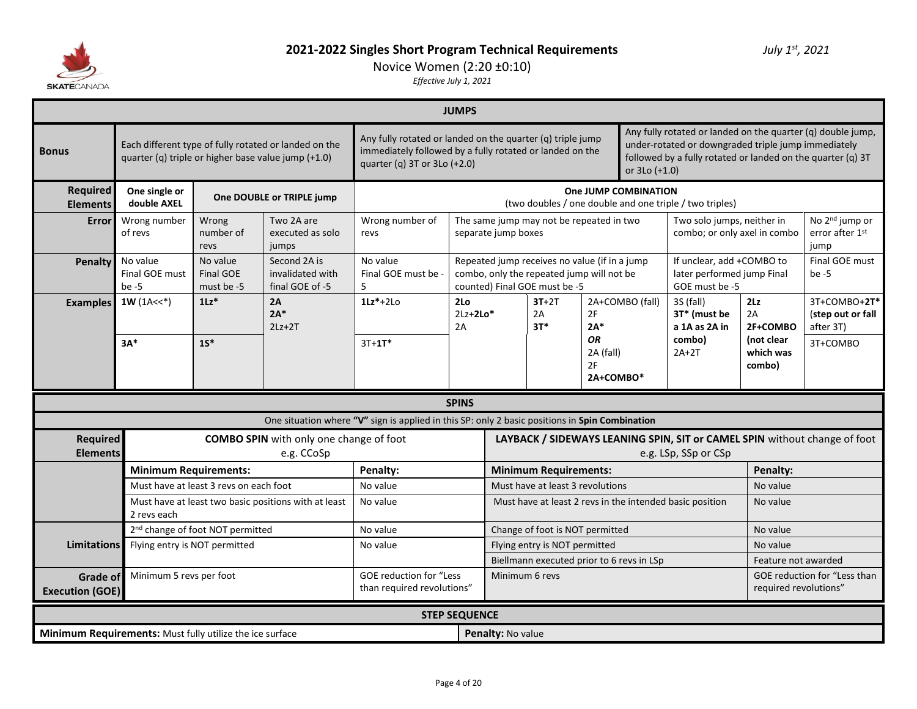# 2021-2022 Singles Short Program Technical Requirements

*July 1st, 2021*

Novice Women (2:20 ±0:10)

*Effective July 1, 2021*

## JUMPS

| Bonus | Each different type of fully rotated or landed on the quarter (q) triple or higher base value jump (+1.0) | Any fully rotated or landed on the quarter (q) triple jump immediately followed by a fully rotated or landed on the quarter (q) 3T or 3Lo (+2.0) | Any fully rotated or landed on the quarter (q) double jump, under-rotated or downgraded triple jump immediately followed by a fully rotated or landed on the quarter (q) 3T or 3Lo (+1.0) |
|---|---|---|---|

| | One single or double AXEL | One DOUBLE or TRIPLE jump | | One JUMP COMBINATION (two doubles / one double and one triple / two triples) | | | | | | |
|---|---|---|---|---|---|---|---|---|---|---|
| **Required Elements** | **One single or double AXEL** | **One DOUBLE or TRIPLE jump** | | **One JUMP COMBINATION** (two doubles / one double and one triple / two triples) | | | | | | |
| **Error** | Wrong number of revs | Wrong number of revs | Two 2A are executed as solo jumps | Wrong number of revs | The same jump may not be repeated in two separate jump boxes | | | Two solo jumps, neither in combo; or only axel in combo | | No 2nd jump or error after 1st jump |
| **Penalty** | No value Final GOE must be -5 | No value Final GOE must be -5 | Second 2A is invalidated with final GOE of -5 | No value Final GOE must be -5 | Repeated jump receives no value (if in a jump combo, only the repeated jump will not be counted) Final GOE must be -5 | | | If unclear, add +COMBO to later performed jump Final GOE must be -5 | | Final GOE must be -5 |
| **Examples** | **1W** (1A<<*) | **1Lz*** | **2A** **2A*** 2Lz+2T | **1Lz***+2Lo | **2Lo** 2Lz+**2Lo*** 2A | **3T**+2T 2A **3T*** | 2A+COMBO (fall) 2F **2A*** ***OR*** 2A (fall) 2F **2A+COMBO*** | 3S (fall) **3T* (must be a 1A as 2A in combo)** 2A+2T | **2Lz** 2A **2F+COMBO (not clear which was combo)** | 3T+COMBO+**2T* (step out or fall after 3T)** |
| | **3A*** | **1S*** | | 3T+**1T*** | | | | | | 3T+COMBO |

## SPINS

One situation where **"V"** sign is applied in this SP: only 2 basic positions in **Spin Combination**

| **Required Elements** | **COMBO SPIN** with only one change of foot e.g. CCoSp | | **LAYBACK / SIDEWAYS LEANING SPIN, SIT or CAMEL SPIN** without change of foot e.g. LSp, SSp or CSp | |
|---|---|---|---|---|
| | **Minimum Requirements:** | **Penalty:** | **Minimum Requirements:** | **Penalty:** |
| | Must have at least 3 revs on each foot | No value | Must have at least 3 revolutions | No value |
| | Must have at least two basic positions with at least 2 revs each | No value | Must have at least 2 revs in the intended basic position | No value |
| **Limitations** | 2nd change of foot NOT permitted | No value | Change of foot is NOT permitted | No value |
| | Flying entry is NOT permitted | No value | Flying entry is NOT permitted | No value |
| | | | Biellmann executed prior to 6 revs in LSp | Feature not awarded |
| **Grade of Execution (GOE)** | Minimum 5 revs per foot | GOE reduction for "Less than required revolutions" | Minimum 6 revs | GOE reduction for "Less than required revolutions" |

## STEP SEQUENCE

| **Minimum Requirements:** Must fully utilize the ice surface | **Penalty:** No value |
|---|---|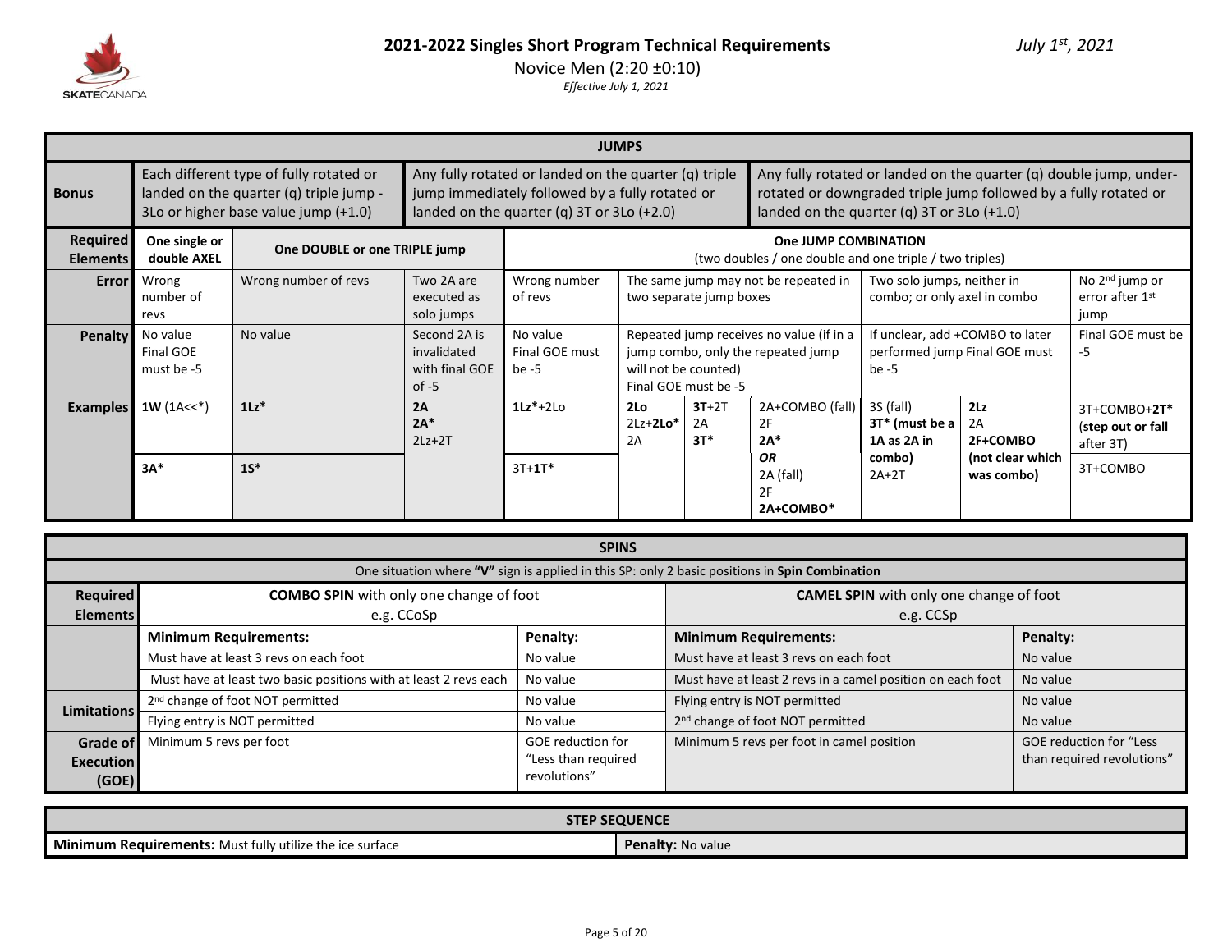# 2021-2022 Singles Short Program Technical Requirements

July 1st, 2021

Novice Men (2:20 ±0:10)

*Effective July 1, 2021*

| JUMPS | | | | | | | | | |
|---|---|---|---|---|---|---|---|---|---|
| **Bonus** | Each different type of fully rotated or landed on the quarter (q) triple jump - 3Lo or higher base value jump (+1.0) | | Any fully rotated or landed on the quarter (q) triple jump immediately followed by a fully rotated or landed on the quarter (q) 3T or 3Lo (+2.0) | | | Any fully rotated or landed on the quarter (q) double jump, under-rotated or downgraded triple jump followed by a fully rotated or landed on the quarter (q) 3T or 3Lo (+1.0) | | | |
| **Required Elements** | **One single or double AXEL** | **One DOUBLE or one TRIPLE jump** | | **One JUMP COMBINATION** (two doubles / one double and one triple / two triples) | | | | | |
| **Error** | Wrong number of revs | Wrong number of revs | Two 2A are executed as solo jumps | Wrong number of revs | The same jump may not be repeated in two separate jump boxes | | Two solo jumps, neither in combo; or only axel in combo | | No 2nd jump or error after 1st jump |
| **Penalty** | No value Final GOE must be -5 | No value | Second 2A is invalidated with final GOE of -5 | No value Final GOE must be -5 | Repeated jump receives no value (if in a jump combo, only the repeated jump will not be counted) Final GOE must be -5 | | If unclear, add +COMBO to later performed jump Final GOE must be -5 | | Final GOE must be -5 |
| **Examples** | **1W** (1A<<*) | **1Lz*** | **2A** **2A*** 2Lz+2T | **1Lz***+2Lo | **2Lo** 2Lz+**2Lo*** 2A | **3T**+2T 2A **3T*** | 2A+COMBO (fall) 2F **2A*** *OR* 2A (fall) 2F **2A+COMBO*** | 3S (fall) **3T* (must be a 1A as 2A in combo)** 2A+2T | **2Lz** 2A **2F+COMBO (not clear which was combo)** | 3T+COMBO+**2T*** (**step out or fall** after 3T) |
| | **3A*** | **1S*** | | 3T+**1T*** | | | | | | 3T+COMBO |

| SPINS | | | | |
|---|---|---|---|---|
| One situation where **"V"** sign is applied in this SP: only 2 basic positions in **Spin Combination** | | | | |
| **Required Elements** | **COMBO SPIN** with only one change of foot e.g. CCoSp | | **CAMEL SPIN** with only one change of foot e.g. CCSp | |
| | **Minimum Requirements:** | **Penalty:** | **Minimum Requirements:** | **Penalty:** |
| | Must have at least 3 revs on each foot | No value | Must have at least 3 revs on each foot | No value |
| | Must have at least two basic positions with at least 2 revs each | No value | Must have at least 2 revs in a camel position on each foot | No value |
| **Limitations** | 2nd change of foot NOT permitted | No value | Flying entry is NOT permitted | No value |
| | Flying entry is NOT permitted | No value | 2nd change of foot NOT permitted | No value |
| **Grade of Execution (GOE)** | Minimum 5 revs per foot | GOE reduction for "Less than required revolutions" | Minimum 5 revs per foot in camel position | GOE reduction for "Less than required revolutions" |

| STEP SEQUENCE | |
|---|---|
| **Minimum Requirements:** Must fully utilize the ice surface | **Penalty:** No value |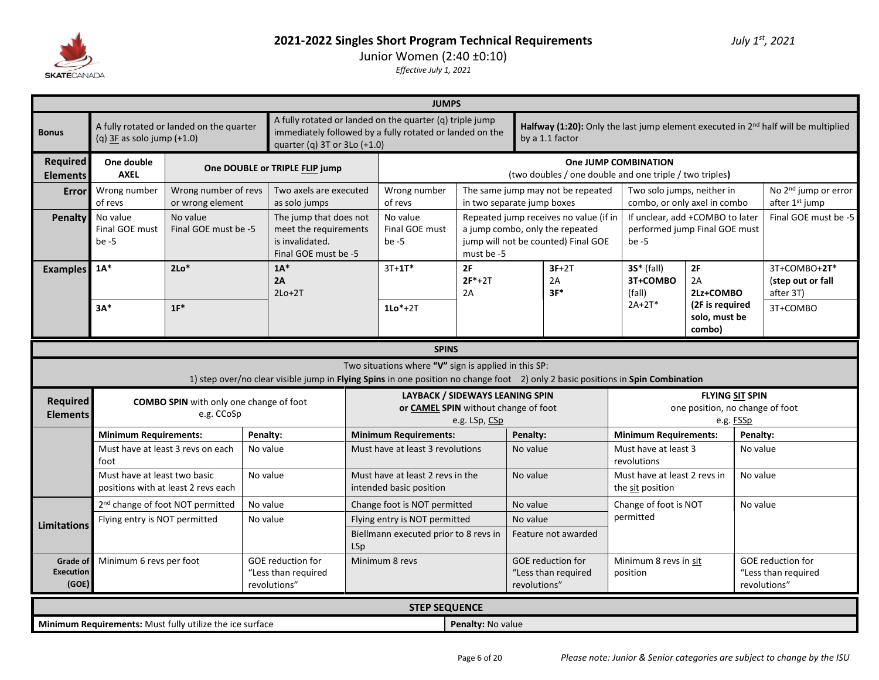# 2021-2022 Singles Short Program Technical Requirements

*July 1st, 2021*

Junior Women (2:40 ±0:10)

*Effective July 1, 2021*

## JUMPS

| | | | | | | | | |
|---|---|---|---|---|---|---|---|---|
| **Bonus** | A fully rotated or landed on the quarter (q) 3F as solo jump (+1.0) | | A fully rotated or landed on the quarter (q) triple jump immediately followed by a fully rotated or landed on the quarter (q) 3T or 3Lo (+1.0) | | **Halfway (1:20):** Only the last jump element executed in 2nd half will be multiplied by a 1.1 factor | | | |
| **Required Elements** | **One double AXEL** | **One DOUBLE or TRIPLE FLIP jump** | | **One JUMP COMBINATION** (two doubles / one double and one triple / two triples) | | | | |
| **Error** | Wrong number of revs | Wrong number of revs or wrong element | Two axels are executed as solo jumps | Wrong number of revs | The same jump may not be repeated in two separate jump boxes | | Two solo jumps, neither in combo, or only axel in combo | No 2nd jump or error after 1st jump |
| **Penalty** | No value Final GOE must be -5 | No value Final GOE must be -5 | The jump that does not meet the requirements is invalidated. Final GOE must be -5 | No value Final GOE must be -5 | Repeated jump receives no value (if in a jump combo, only the repeated jump will not be counted) Final GOE must be -5 | | If unclear, add +COMBO to later performed jump Final GOE must be -5 | Final GOE must be -5 |
| **Examples** | **1A*** | **2Lo*** | **1A*** **2A** 2Lo+2T | 3T+**1T*** | **2F** **2F***+2T 2A | **3F**+2T 2A **3F*** | **3S*** (fall) **3T+COMBO** (fall) 2A+2T* / **2F** 2A **2Lz+COMBO** **(2F is required solo, must be combo)** | 3T+COMBO+**2T*** **(step out or fall after 3T)** |
| | **3A*** | **1F*** | | **1Lo***+2T | | | | 3T+COMBO |

## SPINS

Two situations where **"V"** sign is applied in this SP:
1) step over/no clear visible jump in **Flying Spins** in one position no change foot 2) only 2 basic positions in **Spin Combination**

| | | | | | | |
|---|---|---|---|---|---|---|
| **Required Elements** | **COMBO SPIN** with only one change of foot e.g. CCoSp | | **LAYBACK / SIDEWAYS LEANING SPIN or CAMEL SPIN** without change of foot e.g. LSp, CSp | | **FLYING SIT SPIN** one position, no change of foot e.g. FSSp | |
| | **Minimum Requirements:** | **Penalty:** | **Minimum Requirements:** | **Penalty:** | **Minimum Requirements:** | **Penalty:** |
| | Must have at least 3 revs on each foot | No value | Must have at least 3 revolutions | No value | Must have at least 3 revolutions | No value |
| | Must have at least two basic positions with at least 2 revs each | No value | Must have at least 2 revs in the intended basic position | No value | Must have at least 2 revs in the sit position | No value |
| **Limitations** | 2nd change of foot NOT permitted | No value | Change foot is NOT permitted | No value | Change of foot is NOT permitted | No value |
| | Flying entry is NOT permitted | No value | Flying entry is NOT permitted | No value | | |
| | | | Biellmann executed prior to 8 revs in LSp | Feature not awarded | | |
| **Grade of Execution (GOE)** | Minimum 6 revs per foot | GOE reduction for "Less than required revolutions" | Minimum 8 revs | GOE reduction for "Less than required revolutions" | Minimum 8 revs in sit position | GOE reduction for "Less than required revolutions" |

## STEP SEQUENCE

| | |
|---|---|
| **Minimum Requirements:** Must fully utilize the ice surface | **Penalty:** No value |

*Please note: Junior & Senior categories are subject to change by the ISU*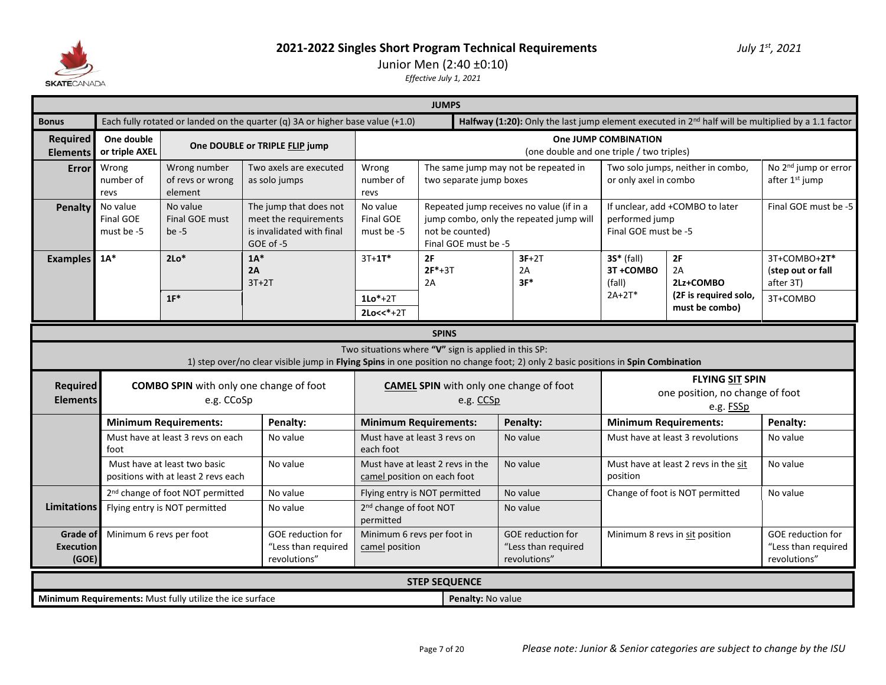# 2021-2022 Singles Short Program Technical Requirements

*July 1st, 2021*

Junior Men (2:40 ±0:10)

*Effective July 1, 2021*

## JUMPS

| | | | | | | | | | |
|---|---|---|---|---|---|---|---|---|---|
| **Bonus** | Each fully rotated or landed on the quarter (q) 3A or higher base value (+1.0) | | | | **Halfway (1:20):** Only the last jump element executed in 2nd half will be multiplied by a 1.1 factor | | | | |
| **Required Elements** | **One double or triple AXEL** | **One DOUBLE or TRIPLE FLIP jump** | | **One JUMP COMBINATION** (one double and one triple / two triples) | | | | | |
| **Error** | Wrong number of revs | Wrong number of revs or wrong element | Two axels are executed as solo jumps | Wrong number of revs | The same jump may not be repeated in two separate jump boxes | | Two solo jumps, neither in combo, or only axel in combo | | No 2nd jump or error after 1st jump |
| **Penalty** | No value Final GOE must be -5 | No value Final GOE must be -5 | The jump that does not meet the requirements is invalidated with final GOE of -5 | No value Final GOE must be -5 | Repeated jump receives no value (if in a jump combo, only the repeated jump will not be counted) Final GOE must be -5 | | If unclear, add +COMBO to later performed jump Final GOE must be -5 | | Final GOE must be -5 |
| **Examples** | **1A*** | **2Lo*** | **1A*** **2A** 3T+2T | 3T+**1T*** | **2F** **2F***+3T 2A | **3F**+2T 2A **3F*** | **3S*** (fall) **3T +COMBO** (fall) 2A+2T* | **2F** 2A **2Lz+COMBO** **(2F is required solo, must be combo)** | 3T+COMBO+**2T*** **(step out or fall after 3T)** |
| | | **1F*** | | **1Lo***+2T **2Lo<<***+2T | | | | | 3T+COMBO |

## SPINS

Two situations where **"V"** sign is applied in this SP:
1) step over/no clear visible jump in **Flying Spins** in one position no change foot; 2) only 2 basic positions in **Spin Combination**

| | | | | | | |
|---|---|---|---|---|---|---|
| **Required Elements** | **COMBO SPIN** with only one change of foot e.g. CCoSp | | **CAMEL SPIN** with only one change of foot e.g. CCSp | | **FLYING SIT SPIN** one position, no change of foot e.g. FSSp | |
| | **Minimum Requirements:** | **Penalty:** | **Minimum Requirements:** | **Penalty:** | **Minimum Requirements:** | **Penalty:** |
| | Must have at least 3 revs on each foot | No value | Must have at least 3 revs on each foot | No value | Must have at least 3 revolutions | No value |
| | Must have at least two basic positions with at least 2 revs each | No value | Must have at least 2 revs in the camel position on each foot | No value | Must have at least 2 revs in the sit position | No value |
| **Limitations** | 2nd change of foot NOT permitted | No value | Flying entry is NOT permitted | No value | Change of foot is NOT permitted | No value |
| | Flying entry is NOT permitted | No value | 2nd change of foot NOT permitted | No value | | |
| **Grade of Execution (GOE)** | Minimum 6 revs per foot | GOE reduction for "Less than required revolutions" | Minimum 6 revs per foot in camel position | GOE reduction for "Less than required revolutions" | Minimum 8 revs in sit position | GOE reduction for "Less than required revolutions" |

## STEP SEQUENCE

| | |
|---|---|
| **Minimum Requirements:** Must fully utilize the ice surface | **Penalty:** No value |

*Please note: Junior & Senior categories are subject to change by the ISU*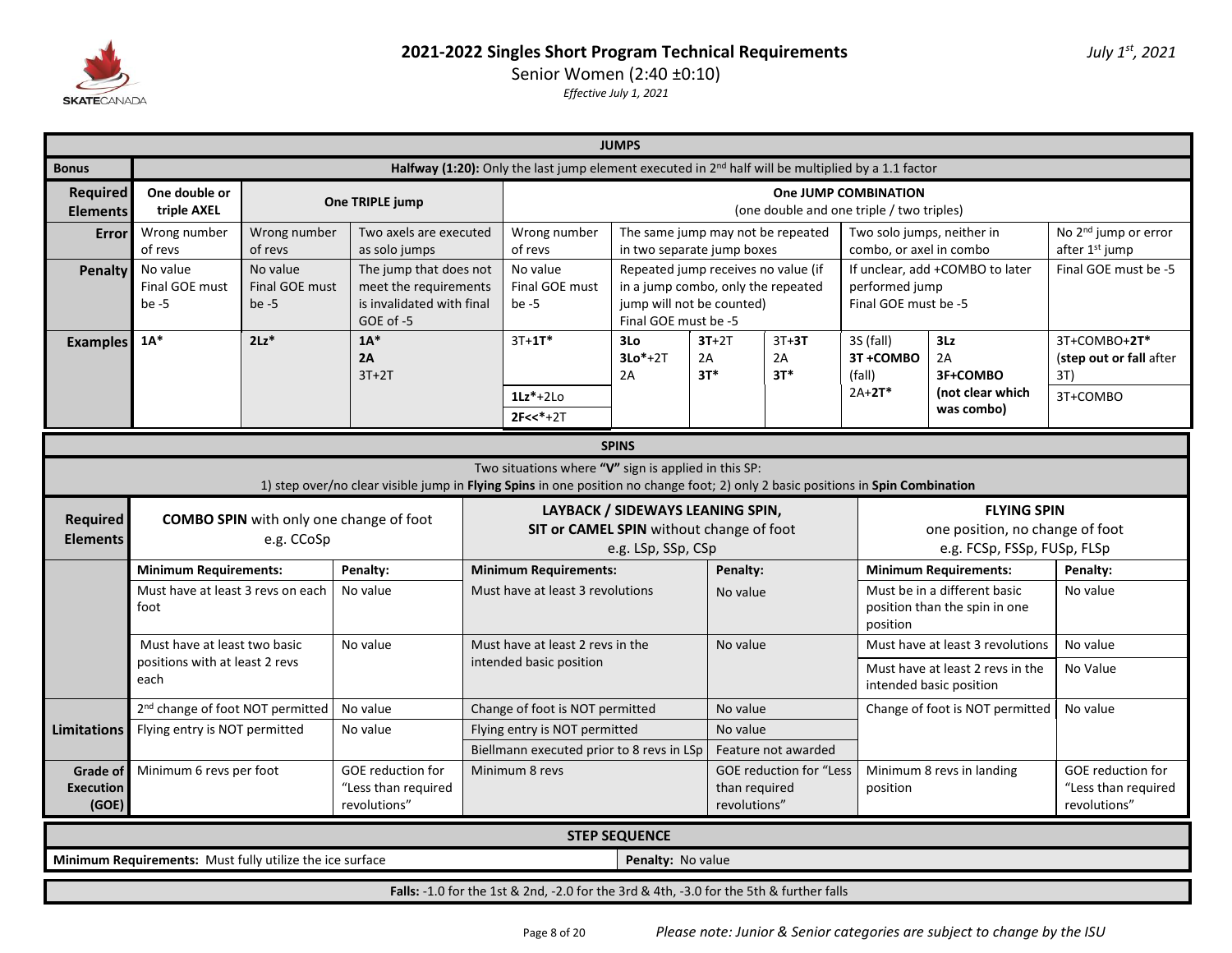# 2021-2022 Singles Short Program Technical Requirements

Senior Women (2:40 ±0:10)

*Effective July 1, 2021*

*July 1st, 2021*

| JUMPS | | | | | | | | | | |
|---|---|---|---|---|---|---|---|---|---|---|
| **Bonus** | **Halfway (1:20):** Only the last jump element executed in 2nd half will be multiplied by a 1.1 factor | | | | | | | | | |
| **Required Elements** | **One double or triple AXEL** | **One TRIPLE jump** | | **One JUMP COMBINATION** (one double and one triple / two triples) | | | | | | |
| **Error** | Wrong number of revs | Wrong number of revs | Two axels are executed as solo jumps | Wrong number of revs | The same jump may not be repeated in two separate jump boxes | | | Two solo jumps, neither in combo, or axel in combo | | No 2nd jump or error after 1st jump |
| **Penalty** | No value Final GOE must be -5 | No value Final GOE must be -5 | The jump that does not meet the requirements is invalidated with final GOE of -5 | No value Final GOE must be -5 | Repeated jump receives no value (if in a jump combo, only the repeated jump will not be counted) Final GOE must be -5 | | | If unclear, add +COMBO to later performed jump Final GOE must be -5 | | Final GOE must be -5 |
| **Examples** | **1A*** | **2Lz*** | **1A*** **2A** 3T+2T | 3T+**1T*** | **3Lo** **3Lo***+2T 2A | **3T**+2T 2A **3T*** | 3T+**3T** 2A **3T*** | 3S (fall) **3T +COMBO** (fall) 2A+**2T*** | **3Lz** 2A **3F+COMBO** **(not clear which was combo)** | 3T+COMBO+**2T*** (**step out or fall** after 3T) |
| | | | | **1Lz***+2Lo | | | | | | 3T+COMBO |
| | | | | **2F<<***+2T | | | | | | |

| SPINS | | | | | |
|---|---|---|---|---|---|
| Two situations where **"V"** sign is applied in this SP: 1) step over/no clear visible jump in **Flying Spins** in one position no change foot; 2) only 2 basic positions in **Spin Combination** | | | | | |
| **Required Elements** | **COMBO SPIN** with only one change of foot e.g. CCoSp | | **LAYBACK / SIDEWAYS LEANING SPIN, SIT or CAMEL SPIN** without change of foot e.g. LSp, SSp, CSp | | **FLYING SPIN** one position, no change of foot e.g. FCSp, FSSp, FUSp, FLSp |
| | **Minimum Requirements:** | **Penalty:** | **Minimum Requirements:** | **Penalty:** | **Minimum Requirements:** / **Penalty:** |
| | Must have at least 3 revs on each foot | No value | Must have at least 3 revolutions | No value | Must be in a different basic position than the spin in one position — No value |
| | Must have at least two basic positions with at least 2 revs each | No value | Must have at least 2 revs in the intended basic position | No value | Must have at least 3 revolutions — No value; Must have at least 2 revs in the intended basic position — No Value |
| **Limitations** | 2nd change of foot NOT permitted | No value | Change of foot is NOT permitted | No value | Change of foot is NOT permitted — No value |
| | Flying entry is NOT permitted | No value | Flying entry is NOT permitted | No value | |
| | | | Biellmann executed prior to 8 revs in LSp | Feature not awarded | |
| **Grade of Execution (GOE)** | Minimum 6 revs per foot | GOE reduction for "Less than required revolutions" | Minimum 8 revs | GOE reduction for "Less than required revolutions" | Minimum 8 revs in landing position — GOE reduction for "Less than required revolutions" |

| STEP SEQUENCE | |
|---|---|
| **Minimum Requirements:** Must fully utilize the ice surface | **Penalty:** No value |

**Falls:** -1.0 for the 1st & 2nd, -2.0 for the 3rd & 4th, -3.0 for the 5th & further falls

*Please note: Junior & Senior categories are subject to change by the ISU*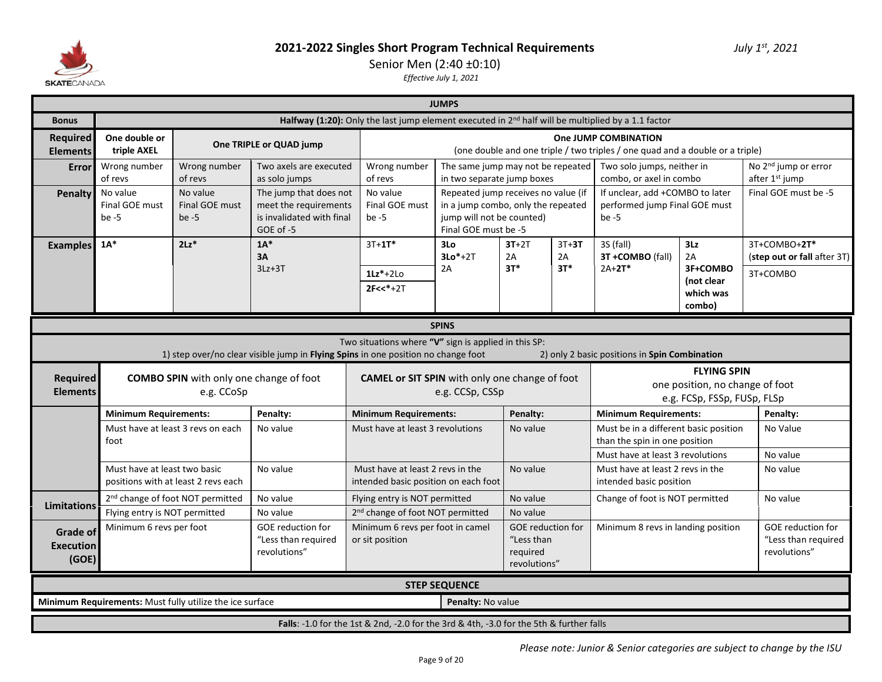# 2021-2022 Singles Short Program Technical Requirements

*July 1st, 2021*

Senior Men (2:40 ±0:10)

*Effective July 1, 2021*

| JUMPS | | | | | | | | | | |
|---|---|---|---|---|---|---|---|---|---|---|
| **Bonus** | **Halfway (1:20):** Only the last jump element executed in 2nd half will be multiplied by a 1.1 factor | | | | | | | | | |
| **Required Elements** | **One double or triple AXEL** | **One TRIPLE or QUAD jump** | | **One JUMP COMBINATION** (one double and one triple / two triples / one quad and a double or a triple) | | | | | | |
| **Error** | Wrong number of revs | Wrong number of revs | Two axels are executed as solo jumps | Wrong number of revs | The same jump may not be repeated in two separate jump boxes | | | Two solo jumps, neither in combo, or axel in combo | | No 2nd jump or error after 1st jump |
| **Penalty** | No value Final GOE must be -5 | No value Final GOE must be -5 | The jump that does not meet the requirements is invalidated with final GOE of -5 | No value Final GOE must be -5 | Repeated jump receives no value (if in a jump combo, only the repeated jump will not be counted) Final GOE must be -5 | | | If unclear, add +COMBO to later performed jump Final GOE must be -5 | | Final GOE must be -5 |
| **Examples** | **1A*** | **2Lz*** | **1A*** **3A** 3Lz+3T | 3T+**1T*** / **1Lz***+2Lo / **2F<<***+2T | **3Lo** **3Lo***+2T 2A | **3T**+2T 2A **3T*** | 3T+**3T** 2A **3T*** | 3S (fall) **3T +COMBO** (fall) 2A+**2T*** | **3Lz** 2A **3F+COMBO (not clear which was combo)** | 3T+COMBO+**2T*** (**step out or fall** after 3T) / 3T+COMBO |

| SPINS | | | | | |
|---|---|---|---|---|---|
| Two situations where **"V"** sign is applied in this SP: 1) step over/no clear visible jump in **Flying Spins** in one position no change foot 2) only 2 basic positions in **Spin Combination** | | | | | |
| **Required Elements** | **COMBO SPIN** with only one change of foot e.g. CCoSp | | **CAMEL or SIT SPIN** with only one change of foot e.g. CCSp, CSSp | | **FLYING SPIN** one position, no change of foot e.g. FCSp, FSSp, FUSp, FLSp | |
| | **Minimum Requirements:** | **Penalty:** | **Minimum Requirements:** | **Penalty:** | **Minimum Requirements:** | **Penalty:** |
| | Must have at least 3 revs on each foot | No value | Must have at least 3 revolutions | No value | Must be in a different basic position than the spin in one position | No Value |
| | | | | | Must have at least 3 revolutions | No value |
| | Must have at least two basic positions with at least 2 revs each | No value | Must have at least 2 revs in the intended basic position on each foot | No value | Must have at least 2 revs in the intended basic position | No value |
| **Limitations** | 2nd change of foot NOT permitted | No value | Flying entry is NOT permitted | No value | Change of foot is NOT permitted | No value |
| | Flying entry is NOT permitted | No value | 2nd change of foot NOT permitted | No value | | |
| **Grade of Execution (GOE)** | Minimum 6 revs per foot | GOE reduction for "Less than required revolutions" | Minimum 6 revs per foot in camel or sit position | GOE reduction for "Less than required revolutions" | Minimum 8 revs in landing position | GOE reduction for "Less than required revolutions" |

| STEP SEQUENCE | |
|---|---|
| **Minimum Requirements:** Must fully utilize the ice surface | **Penalty:** No value |

**Falls**: -1.0 for the 1st & 2nd, -2.0 for the 3rd & 4th, -3.0 for the 5th & further falls

*Please note: Junior & Senior categories are subject to change by the ISU*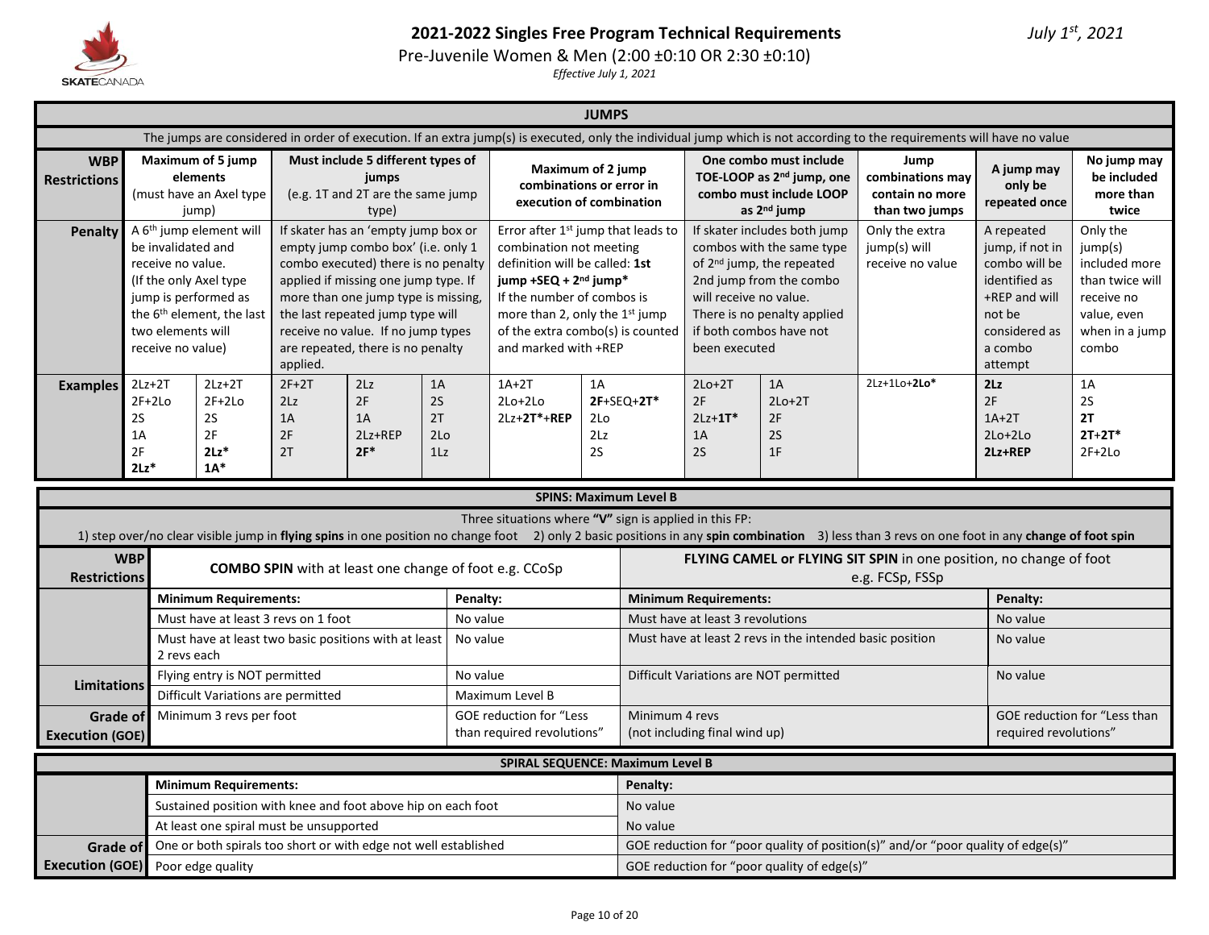# 2021-2022 Singles Free Program Technical Requirements

Pre-Juvenile Women & Men (2:00 ±0:10 OR 2:30 ±0:10)

*Effective July 1, 2021*

*July 1st, 2021*

## JUMPS

The jumps are considered in order of execution. If an extra jump(s) is executed, only the individual jump which is not according to the requirements will have no value

| WBP Restrictions | Maximum of 5 jump elements (must have an Axel type jump) | | Must include 5 different types of jumps (e.g. 1T and 2T are the same jump type) | | | Maximum of 2 jump combinations or error in execution of combination | | One combo must include TOE-LOOP as 2nd jump, one combo must include LOOP as 2nd jump | | Jump combinations may contain no more than two jumps | A jump may only be repeated once | No jump may be included more than twice |
|---|---|---|---|---|---|---|---|---|---|---|---|---|
| **Penalty** | A 6th jump element will be invalidated and receive no value. (If the only Axel type jump is performed as the 6th element, the last two elements will receive no value) | | If skater has an 'empty jump box or empty jump combo box' (i.e. only 1 combo executed) there is no penalty applied if missing one jump type. If more than one jump type is missing, the last repeated jump type will receive no value. If no jump types are repeated, there is no penalty applied. | | | Error after 1st jump that leads to combination not meeting definition will be called: **1st jump +SEQ + 2nd jump*** If the number of combos is more than 2, only the 1st jump of the extra combo(s) is counted and marked with +REP | | If skater includes both jump combos with the same type of 2nd jump, the repeated 2nd jump from the combo will receive no value. There is no penalty applied if both combos have not been executed | | Only the extra jump(s) will receive no value | A repeated jump, if not in combo will be identified as +REP and will not be considered as a combo attempt | Only the jump(s) included more than twice will receive no value, even when in a jump combo |
| **Examples** | 2Lz+2T<br>2F+2Lo<br>2S<br>1A<br>2F<br>**2Lz*** | 2Lz+2T<br>2F+2Lo<br>2S<br>2F<br>**2Lz***<br>**1A*** | 2F+2T<br>2Lz<br>1A<br>2F<br>2T | 2Lz<br>2F<br>1A<br>2Lz+REP<br>**2F*** | 1A<br>2S<br>2T<br>2Lo<br>1Lz | 1A+2T<br>2Lo+2Lo<br>2Lz+**2T*+REP** | 1A<br>**2F**+SEQ+**2T***<br>2Lo<br>2Lz<br>2S | 2Lo+2T<br>2F<br>2Lz+**1T***<br>1A<br>2S | 1A<br>2Lo+2T<br>2F<br>2S<br>1F | 2Lz+1Lo+**2Lo*** | **2Lz**<br>2F<br>1A+2T<br>2Lo+2Lo<br>**2Lz+REP** | 1A<br>2S<br>**2T**<br>**2T+2T***<br>2F+2Lo |

## SPINS: Maximum Level B

Three situations where **"V"** sign is applied in this FP:
1) step over/no clear visible jump in **flying spins** in one position no change foot 2) only 2 basic positions in any **spin combination** 3) less than 3 revs on one foot in any **change of foot spin**

| WBP Restrictions | **COMBO SPIN** with at least one change of foot e.g. CCoSp | | **FLYING CAMEL or FLYING SIT SPIN** in one position, no change of foot e.g. FCSp, FSSp | |
|---|---|---|---|---|
| | **Minimum Requirements:** | **Penalty:** | **Minimum Requirements:** | **Penalty:** |
| | Must have at least 3 revs on 1 foot | No value | Must have at least 3 revolutions | No value |
| | Must have at least two basic positions with at least 2 revs each | No value | Must have at least 2 revs in the intended basic position | No value |
| **Limitations** | Flying entry is NOT permitted | No value | Difficult Variations are NOT permitted | No value |
| | Difficult Variations are permitted | Maximum Level B | | |
| **Grade of Execution (GOE)** | Minimum 3 revs per foot | GOE reduction for "Less than required revolutions" | Minimum 4 revs (not including final wind up) | GOE reduction for "Less than required revolutions" |

## SPIRAL SEQUENCE: Maximum Level B

| | **Minimum Requirements:** | **Penalty:** |
|---|---|---|
| | Sustained position with knee and foot above hip on each foot | No value |
| | At least one spiral must be unsupported | No value |
| **Grade of Execution (GOE)** | One or both spirals too short or with edge not well established | GOE reduction for "poor quality of position(s)" and/or "poor quality of edge(s)" |
| | Poor edge quality | GOE reduction for "poor quality of edge(s)" |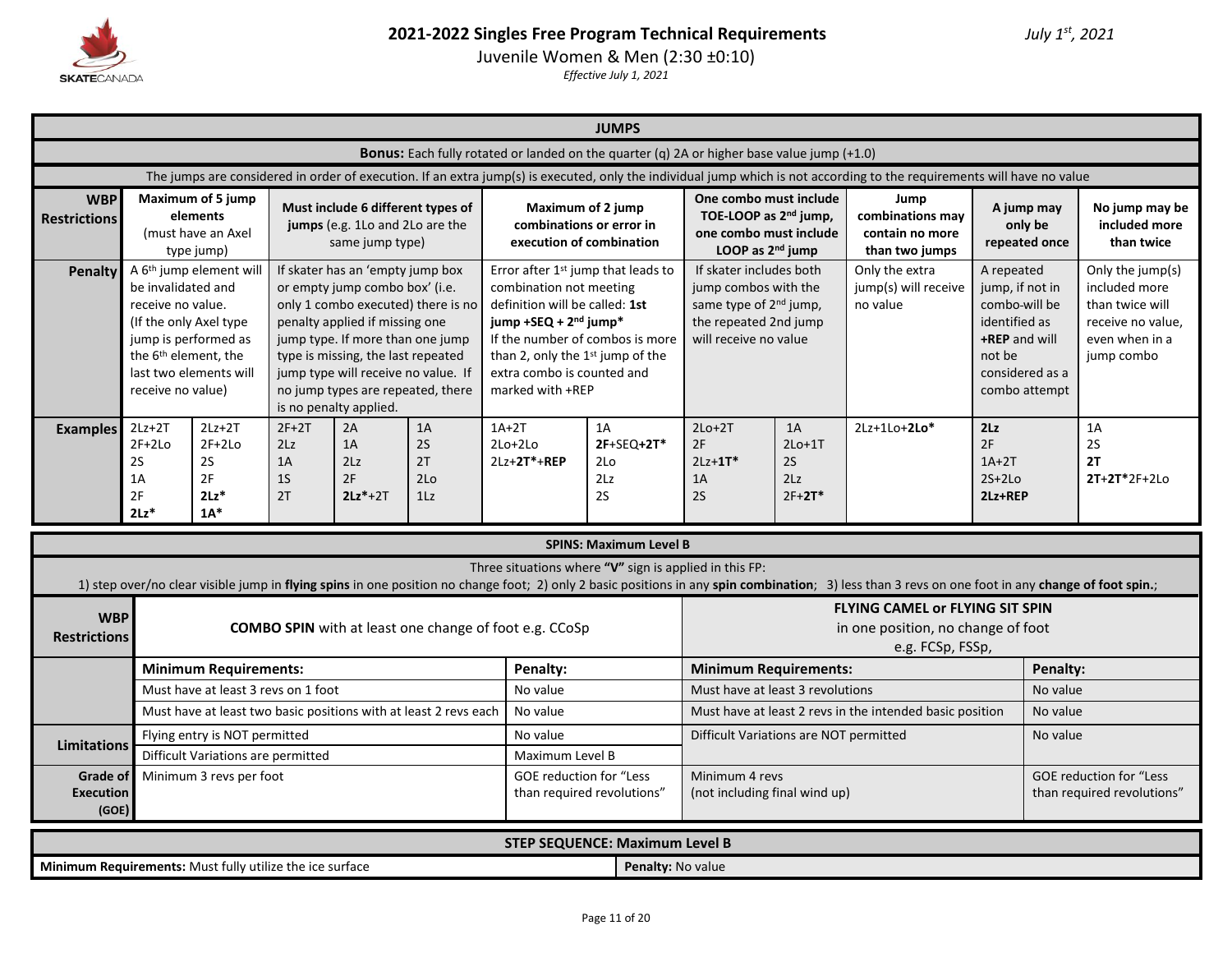# 2021-2022 Singles Free Program Technical Requirements

Juvenile Women & Men (2:30 ±0:10)

*Effective July 1, 2021*

*July 1st, 2021*

## JUMPS

**Bonus:** Each fully rotated or landed on the quarter (q) 2A or higher base value jump (+1.0)

The jumps are considered in order of execution. If an extra jump(s) is executed, only the individual jump which is not according to the requirements will have no value

| **WBP Restrictions** | **Maximum of 5 jump elements** (must have an Axel type jump) | | **Must include 6 different types of jumps** (e.g. 1Lo and 2Lo are the same jump type) | | | **Maximum of 2 jump combinations or error in execution of combination** | | **One combo must include TOE-LOOP as 2nd jump, one combo must include LOOP as 2nd jump** | | **Jump combinations may contain no more than two jumps** | **A jump may only be repeated once** | **No jump may be included more than twice** |
|---|---|---|---|---|---|---|---|---|---|---|---|---|
| **Penalty** | A 6th jump element will be invalidated and receive no value. (If the only Axel type jump is performed as the 6th element, the last two elements will receive no value) | | If skater has an 'empty jump box or empty jump combo box' (i.e. only 1 combo executed) there is no penalty applied if missing one jump type. If more than one jump type is missing, the last repeated jump type will receive no value. If no jump types are repeated, there is no penalty applied. | | | Error after 1st jump that leads to combination not meeting definition will be called: **1st jump +SEQ + 2nd jump*** If the number of combos is more than 2, only the 1st jump of the extra combo is counted and marked with +REP | | If skater includes both jump combos with the same type of 2nd jump, the repeated 2nd jump will receive no value | | Only the extra jump(s) will receive no value | A repeated jump, if not in combo-will be identified as **+REP** and will not be considered as a combo attempt | Only the jump(s) included more than twice will receive no value, even when in a jump combo |
| **Examples** | 2Lz+2T<br>2F+2Lo<br>2S<br>1A<br>2F<br>**2Lz*** | 2Lz+2T<br>2F+2Lo<br>2S<br>2F<br>**2Lz***<br>**1A*** | 2F+2T<br>2Lz<br>1A<br>1S<br>2T | 2A<br>1A<br>2Lz<br>2F<br>**2Lz***+2T | 1A<br>2S<br>2T<br>2Lo<br>1Lz | 1A+2T<br>2Lo+2Lo<br>2Lz+**2T*+REP** | 1A<br>**2F**+SEQ**+2T***<br>2Lo<br>2Lz<br>2S | 2Lo+2T<br>2F<br>2Lz+**1T***<br>1A<br>2S | 1A<br>2Lo+1T<br>2S<br>2Lz<br>2F+**2T*** | 2Lz+1Lo+**2Lo*** | **2Lz**<br>2F<br>1A+2T<br>2S+2Lo<br>**2Lz+REP** | 1A<br>2S<br>**2T**<br>**2T**+**2T***2F+2Lo |

## SPINS: Maximum Level B

Three situations where **"V"** sign is applied in this FP:
1) step over/no clear visible jump in **flying spins** in one position no change foot; 2) only 2 basic positions in any **spin combination**; 3) less than 3 revs on one foot in any **change of foot spin**.;

| **WBP Restrictions** | **COMBO SPIN** with at least one change of foot e.g. CCoSp | | **FLYING CAMEL or FLYING SIT SPIN** in one position, no change of foot e.g. FCSp, FSSp, | |
|---|---|---|---|---|
| | **Minimum Requirements:** | **Penalty:** | **Minimum Requirements:** | **Penalty:** |
| | Must have at least 3 revs on 1 foot | No value | Must have at least 3 revolutions | No value |
| | Must have at least two basic positions with at least 2 revs each | No value | Must have at least 2 revs in the intended basic position | No value |
| **Limitations** | Flying entry is NOT permitted | No value | Difficult Variations are NOT permitted | No value |
| | Difficult Variations are permitted | Maximum Level B | | |
| **Grade of Execution (GOE)** | Minimum 3 revs per foot | GOE reduction for "Less than required revolutions" | Minimum 4 revs (not including final wind up) | GOE reduction for "Less than required revolutions" |

## STEP SEQUENCE: Maximum Level B

| **Minimum Requirements:** Must fully utilize the ice surface | **Penalty:** No value |
|---|---|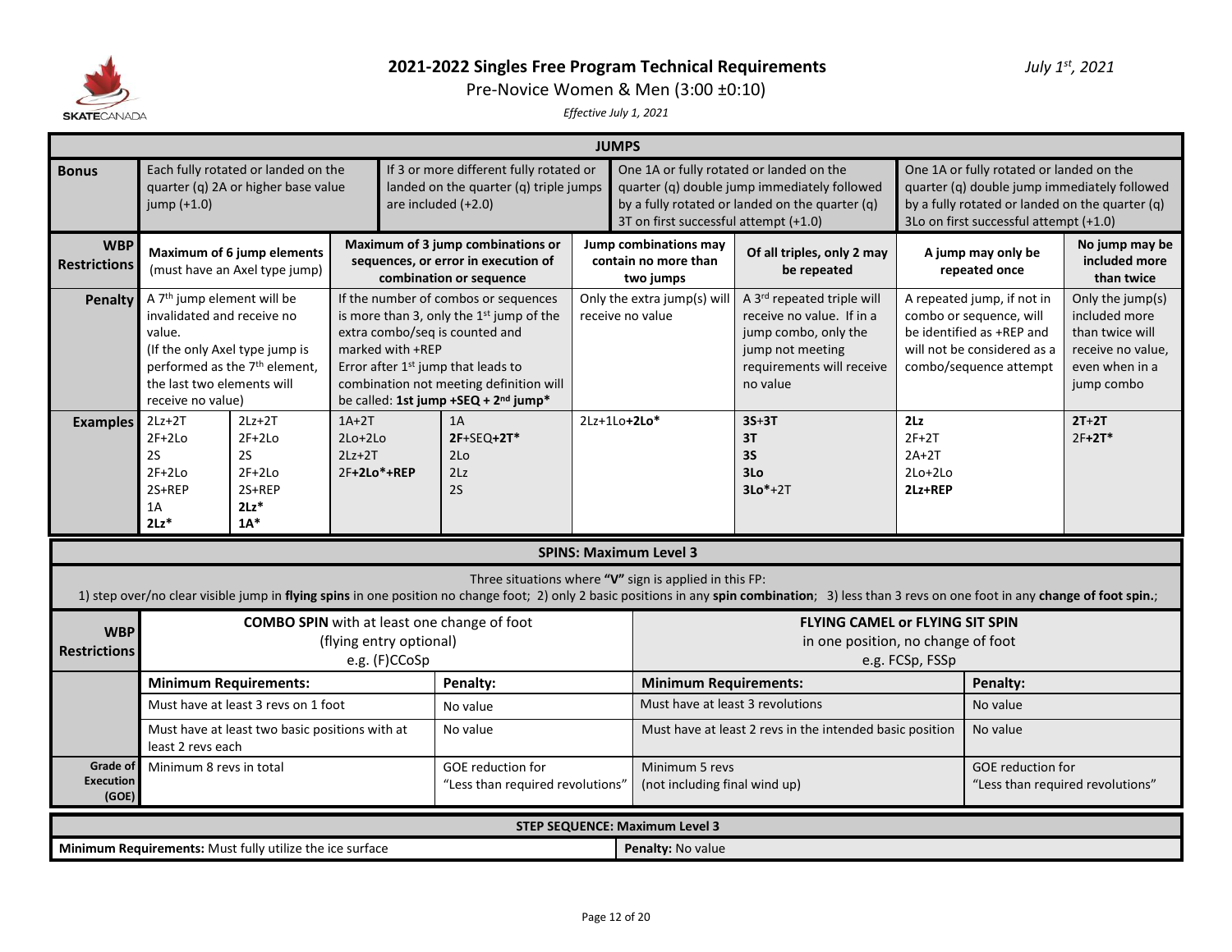# 2021-2022 Singles Free Program Technical Requirements

*July 1st, 2021*

Pre-Novice Women & Men (3:00 ±0:10)

*Effective July 1, 2021*

## JUMPS

| | | | | | | | |
|---|---|---|---|---|---|---|---|
| **Bonus** | Each fully rotated or landed on the quarter (q) 2A or higher base value jump (+1.0) | | If 3 or more different fully rotated or landed on the quarter (q) triple jumps are included (+2.0) | One 1A or fully rotated or landed on the quarter (q) double jump immediately followed by a fully rotated or landed on the quarter (q) 3T on first successful attempt (+1.0) | | One 1A or fully rotated or landed on the quarter (q) double jump immediately followed by a fully rotated or landed on the quarter (q) 3Lo on first successful attempt (+1.0) | |
| **WBP Restrictions** | **Maximum of 6 jump elements** (must have an Axel type jump) | | **Maximum of 3 jump combinations or sequences, or error in execution of combination or sequence** | **Jump combinations may contain no more than two jumps** | **Of all triples, only 2 may be repeated** | **A jump may only be repeated once** | **No jump may be included more than twice** |
| **Penalty** | A 7th jump element will be invalidated and receive no value. (If the only Axel type jump is performed as the 7th element, the last two elements will receive no value) | | If the number of combos or sequences is more than 3, only the 1st jump of the extra combo/seq is counted and marked with +REP Error after 1st jump that leads to combination not meeting definition will be called: **1st jump +SEQ + 2nd jump*** | Only the extra jump(s) will receive no value | A 3rd repeated triple will receive no value. If in a jump combo, only the jump not meeting requirements will receive no value | A repeated jump, if not in combo or sequence, will be identified as +REP and will not be considered as a combo/sequence attempt | Only the jump(s) included more than twice will receive no value, even when in a jump combo |
| **Examples** | 2Lz+2T<br>2F+2Lo<br>2S<br>2F+2Lo<br>2S+REP<br>1A<br>**2Lz*** | 2Lz+2T<br>2F+2Lo<br>2S<br>2F+2Lo<br>2S+REP<br>**2Lz***<br>**1A*** | 1A+2T<br>2Lo+2Lo<br>2Lz+2T<br>2F**+2Lo*+REP**<br><br>1A<br>**2F**+SEQ**+2T***<br>2Lo<br>2Lz<br>2S | 2Lz+1Lo**+2Lo*** | **3S**+**3T**<br>**3T**<br>**3S**<br>**3Lo**<br>**3Lo***+2T | **2Lz**<br>2F+2T<br>2A+2T<br>2Lo+2Lo<br>**2Lz+REP** | **2T**+**2T**<br>2F**+2T*** |

## SPINS: Maximum Level 3

Three situations where **"V"** sign is applied in this FP:
1) step over/no clear visible jump in **flying spins** in one position no change foot; 2) only 2 basic positions in any **spin combination**; 3) less than 3 revs on one foot in any **change of foot spin.**;

| | | | | |
|---|---|---|---|---|
| **WBP Restrictions** | **COMBO SPIN** with at least one change of foot (flying entry optional) e.g. (F)CCoSp | | **FLYING CAMEL or FLYING SIT SPIN** in one position, no change of foot e.g. FCSp, FSSp | |
| | **Minimum Requirements:** | **Penalty:** | **Minimum Requirements:** | **Penalty:** |
| | Must have at least 3 revs on 1 foot | No value | Must have at least 3 revolutions | No value |
| | Must have at least two basic positions with at least 2 revs each | No value | Must have at least 2 revs in the intended basic position | No value |
| **Grade of Execution (GOE)** | Minimum 8 revs in total | GOE reduction for "Less than required revolutions" | Minimum 5 revs (not including final wind up) | GOE reduction for "Less than required revolutions" |

## STEP SEQUENCE: Maximum Level 3

| | |
|---|---|
| **Minimum Requirements:** Must fully utilize the ice surface | **Penalty:** No value |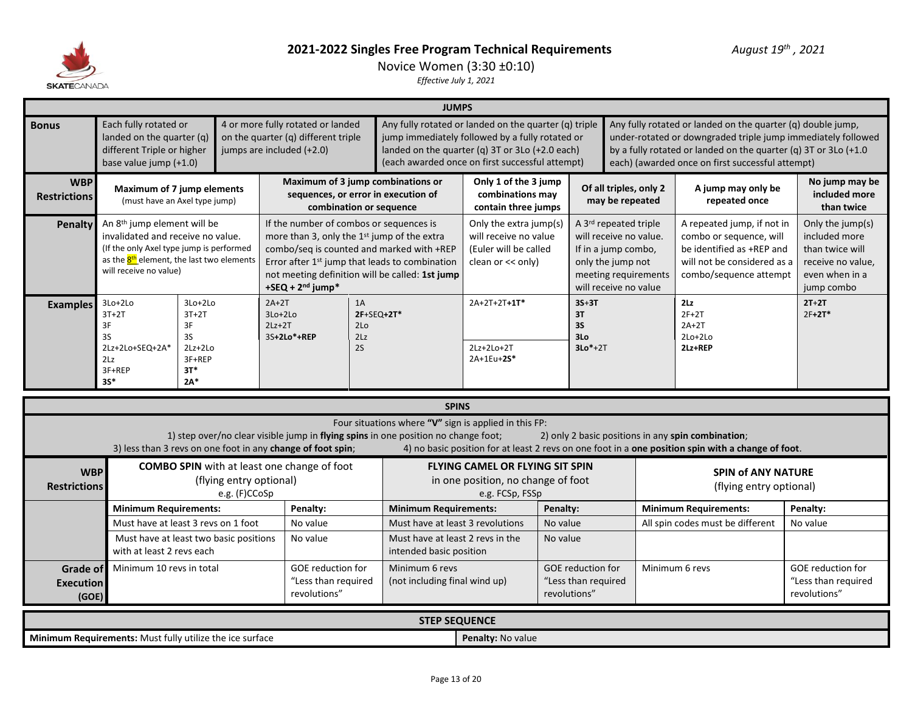# 2021-2022 Singles Free Program Technical Requirements

August 19th, 2021

Novice Women (3:30 ±0:10)

*Effective July 1, 2021*

## JUMPS

| | | | | | | | | |
|---|---|---|---|---|---|---|---|---|
| **Bonus** | Each fully rotated or landed on the quarter (q) different Triple or higher base value jump (+1.0) | 4 or more fully rotated or landed on the quarter (q) different triple jumps are included (+2.0) | | Any fully rotated or landed on the quarter (q) triple jump immediately followed by a fully rotated or landed on the quarter (q) 3T or 3Lo (+2.0 each) (each awarded once on first successful attempt) | | Any fully rotated or landed on the quarter (q) double jump, under-rotated or downgraded triple jump immediately followed by a fully rotated or landed on the quarter (q) 3T or 3Lo (+1.0 each) (awarded once on first successful attempt) | | |
| **WBP Restrictions** | **Maximum of 7 jump elements** (must have an Axel type jump) | | **Maximum of 3 jump combinations or sequences, or error in execution of combination or sequence** | | **Only 1 of the 3 jump combinations may contain three jumps** | **Of all triples, only 2 may be repeated** | **A jump may only be repeated once** | **No jump may be included more than twice** |
| **Penalty** | An 8th jump element will be invalidated and receive no value. (If the only Axel type jump is performed as the 8th element, the last two elements will receive no value) | | If the number of combos or sequences is more than 3, only the 1st jump of the extra combo/seq is counted and marked with +REP. Error after 1st jump that leads to combination not meeting definition will be called: **1st jump +SEQ + 2nd jump*** | | Only the extra jump(s) will receive no value (Euler will be called clean or << only) | A 3rd repeated triple will receive no value. If in a jump combo, only the jump not meeting requirements will receive no value | A repeated jump, if not in combo or sequence, will be identified as +REP and will not be considered as a combo/sequence attempt | Only the jump(s) included more than twice will receive no value, even when in a jump combo |
| **Examples** | 3Lo+2Lo<br>3T+2T<br>3F<br>3S<br>2Lz+2Lo+SEQ+2A*<br>2Lz<br>3F+REP<br>**3S*** | 3Lo+2Lo<br>3T+2T<br>3F<br>3S<br>2Lz+2Lo<br>3F+REP<br>**3T***<br>**2A*** | 2A+2T<br>3Lo+2Lo<br>2Lz+2T<br>3S**+2Lo*+REP** | 1A<br>**2F**+SEQ**+2T***<br>2Lo<br>2Lz<br>2S | 2A+2T+2T**+1T***<br><br>2Lz+2Lo+2T<br>2A+1Eu+**2S*** | **3S**+**3T**<br>**3T**<br>**3S**<br>**3Lo**<br>**3Lo***+2T | **2Lz**<br>2F+2T<br>2A+2T<br>2Lo+2Lo<br>**2Lz+REP** | **2T**+**2T**<br>2F**+2T*** |

## SPINS

Four situations where **"V"** sign is applied in this FP:
1) step over/no clear visible jump in **flying spins** in one position no change foot;
2) only 2 basic positions in any **spin combination**;
3) less than 3 revs on one foot in any **change of foot spin**;
4) no basic position for at least 2 revs on one foot in a **one position spin with a change of foot**.

| **WBP Restrictions** | **COMBO SPIN** with at least one change of foot (flying entry optional) e.g. (F)CCoSp | | **FLYING CAMEL OR FLYING SIT SPIN** in one position, no change of foot e.g. FCSp, FSSp | | **SPIN of ANY NATURE** (flying entry optional) | |
|---|---|---|---|---|---|---|
| | **Minimum Requirements:** | **Penalty:** | **Minimum Requirements:** | **Penalty:** | **Minimum Requirements:** | **Penalty:** |
| | Must have at least 3 revs on 1 foot | No value | Must have at least 3 revolutions | No value | All spin codes must be different | No value |
| | Must have at least two basic positions with at least 2 revs each | No value | Must have at least 2 revs in the intended basic position | No value | | |
| **Grade of Execution (GOE)** | Minimum 10 revs in total | GOE reduction for "Less than required revolutions" | Minimum 6 revs (not including final wind up) | GOE reduction for "Less than required revolutions" | Minimum 6 revs | GOE reduction for "Less than required revolutions" |

## STEP SEQUENCE

| **Minimum Requirements:** Must fully utilize the ice surface | **Penalty:** No value |
|---|---|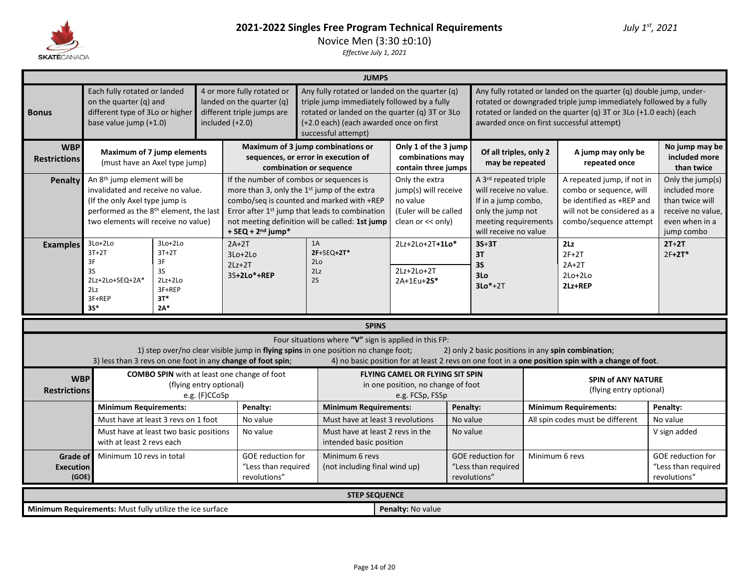# 2021-2022 Singles Free Program Technical Requirements

*July 1st, 2021*

Novice Men (3:30 ±0:10)

*Effective July 1, 2021*

## JUMPS

| | | | | | | | | |
|---|---|---|---|---|---|---|---|---|
| **Bonus** | Each fully rotated or landed on the quarter (q) and different type of 3Lo or higher base value jump (+1.0) | | 4 or more fully rotated or landed on the quarter (q) different triple jumps are included (+2.0) | Any fully rotated or landed on the quarter (q) triple jump immediately followed by a fully rotated or landed on the quarter (q) 3T or 3Lo (+2.0 each) (each awarded once on first successful attempt) | | Any fully rotated or landed on the quarter (q) double jump, under-rotated or downgraded triple jump immediately followed by a fully rotated or landed on the quarter (q) 3T or 3Lo (+1.0 each) (each awarded once on first successful attempt) | | |
| **WBP Restrictions** | **Maximum of 7 jump elements** (must have an Axel type jump) | | **Maximum of 3 jump combinations or sequences, or error in execution of combination or sequence** | | **Only 1 of the 3 jump combinations may contain three jumps** | **Of all triples, only 2 may be repeated** | **A jump may only be repeated once** | **No jump may be included more than twice** |
| **Penalty** | An 8th jump element will be invalidated and receive no value. (If the only Axel type jump is performed as the 8th element, the last two elements will receive no value) | | If the number of combos or sequences is more than 3, only the 1st jump of the extra combo/seq is counted and marked with +REP Error after 1st jump that leads to combination not meeting definition will be called: **1st jump + SEQ + 2nd jump*** | | Only the extra jump(s) will receive no value (Euler will be called clean or << only) | A 3rd repeated triple will receive no value. If in a jump combo, only the jump not meeting requirements will receive no value | A repeated jump, if not in combo or sequence, will be identified as +REP and will not be considered as a combo/sequence attempt | Only the jump(s) included more than twice receive no value, even when in a jump combo |
| **Examples** | 3Lo+2Lo<br>3T+2T<br>3F<br>3S<br>2Lz+2Lo+SEQ+2A*<br>2Lz<br>3F+REP<br>**3S*** | 3Lo+2Lo<br>3T+2T<br>3F<br>3S<br>2Lz+2Lo<br>3F+REP<br>**3T***<br>**2A*** | 2A+2T<br>3Lo+2Lo<br>2Lz+2T<br>3S**+2Lo*+REP** | 1A<br>**2F**+SEQ**+2T***<br>2Lo<br>2Lz<br>2S | 2Lz+2Lo+2T**+1Lo***<br><br>2Lz+2Lo+2T<br>2A+1Eu+**2S*** | **3S**+**3T**<br>**3T**<br>**3S**<br>**3Lo**<br>**3Lo***+2T | **2Lz**<br>2F+2T<br>2A+2T<br>2Lo+2Lo<br>**2Lz+REP** | **2T**+**2T**<br>2F+**2T*** |

## SPINS

Four situations where **"V"** sign is applied in this FP:

1) step over/no clear visible jump in **flying spins** in one position no change foot; 2) only 2 basic positions in any **spin combination**; 3) less than 3 revs on one foot in any **change of foot spin**; 4) no basic position for at least 2 revs on one foot in a **one position spin with a change of foot**.

| **WBP Restrictions** | **COMBO SPIN** with at least one change of foot (flying entry optional) e.g. (F)CCoSp | | **FLYING CAMEL OR FLYING SIT SPIN** in one position, no change of foot e.g. FCSp, FSSp | | **SPIN of ANY NATURE** (flying entry optional) | |
|---|---|---|---|---|---|---|
| | **Minimum Requirements:** | **Penalty:** | **Minimum Requirements:** | **Penalty:** | **Minimum Requirements:** | **Penalty:** |
| | Must have at least 3 revs on 1 foot | No value | Must have at least 3 revolutions | No value | All spin codes must be different | No value |
| | Must have at least two basic positions with at least 2 revs each | No value | Must have at least 2 revs in the intended basic position | No value | | V sign added |
| **Grade of Execution (GOE)** | Minimum 10 revs in total | GOE reduction for "Less than required revolutions" | Minimum 6 revs (not including final wind up) | GOE reduction for "Less than required revolutions" | Minimum 6 revs | GOE reduction for "Less than required revolutions" |

## STEP SEQUENCE

| | |
|---|---|
| **Minimum Requirements:** Must fully utilize the ice surface | **Penalty:** No value |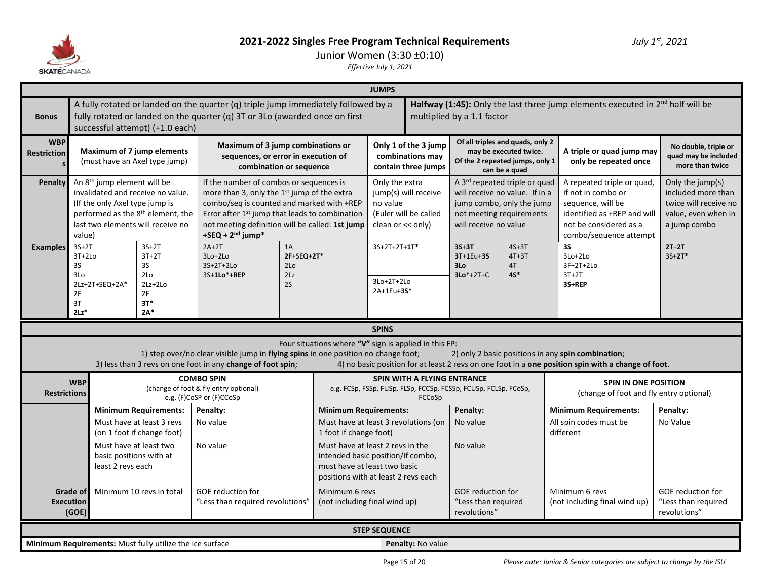# 2021-2022 Singles Free Program Technical Requirements

*July 1st, 2021*

Junior Women (3:30 ±0:10)

*Effective July 1, 2021*

## JUMPS

| | | | | | | | | |
|---|---|---|---|---|---|---|---|---|
| **Bonus** | A fully rotated or landed on the quarter (q) triple jump immediately followed by a fully rotated or landed on the quarter (q) 3T or 3Lo (awarded once on first successful attempt) (+1.0 each) | | | | **Halfway (1:45):** Only the last three jump elements executed in 2nd half will be multiplied by a 1.1 factor | | | |
| **WBP Restrictions** | **Maximum of 7 jump elements** (must have an Axel type jump) | | **Maximum of 3 jump combinations or sequences, or error in execution of combination or sequence** | | **Only 1 of the 3 jump combinations may contain three jumps** | **Of all triples and quads, only 2 may be executed twice. Of the 2 repeated jumps, only 1 can be a quad** | **A triple or quad jump may only be repeated once** | **No double, triple or quad may be included more than twice** |
| **Penalty** | An 8th jump element will be invalidated and receive no value. (If the only Axel type jump is performed as the 8th element, the last two elements will receive no value) | | If the number of combos or sequences is more than 3, only the 1st jump of the extra combo/seq is counted and marked with +REP Error after 1st jump that leads to combination not meeting definition will be called: **1st jump +SEQ + 2nd jump*** | | Only the extra jump(s) will receive no value (Euler will be called clean or << only) | A 3rd repeated triple or quad will receive no value. If in a jump combo, only the jump not meeting requirements will receive no value | A repeated triple or quad, if not in combo or sequence, will be identified as +REP and will not be considered as a combo/sequence attempt | Only the jump(s) included more than twice will receive no value, even when in a jump combo |
| **Examples** | 3S+2T<br>3T+2Lo<br>3S<br>3Lo<br>2Lz+2T+SEQ+2A*<br>2F<br>3T<br>**2Lz*** | 3S+2T<br>3T+2T<br>3S<br>2Lo<br>2Lz+2Lo<br>2F<br>**3T***<br>**2A*** | 2A+2T<br>3Lo+2Lo<br>3S+2T+2Lo<br>3S**+1Lo*+REP** | 1A<br>**2F**+SEQ**+2T***<br>2Lo<br>2Lz<br>2S | 3S+2T+2T**+1T***<br><br>3Lo+2T+2Lo<br>2A+1Eu**+3S*** | **3S+3T**<br>**3T**+1Eu+**3S**<br>**3Lo**<br>**3Lo***+2T+C &nbsp;&nbsp;&nbsp; 4S+3T<br>4T+3T<br>4T<br>**4S*** | **3S**<br>3Lo+2Lo<br>3F+2T+2Lo<br>3T+2T<br>**3S+REP** | **2T+2T**<br>3S**+2T*** |

## SPINS

Four situations where **"V"** sign is applied in this FP:
1) step over/no clear visible jump in **flying spins** in one position no change foot; 2) only 2 basic positions in any **spin combination**; 3) less than 3 revs on one foot in any **change of foot spin**; 4) no basic position for at least 2 revs on one foot in a **one position spin with a change of foot**.

| **WBP Restrictions** | **COMBO SPIN** (change of foot & fly entry optional) e.g. (F)CoSP or (F)CCoSp | | **SPIN WITH A FLYING ENTRANCE** e.g. FCSp, FSSp, FUSp, FLSp, FCCSp, FCSSp, FCUSp, FCLSp, FCoSp, FCCoSp | | **SPIN IN ONE POSITION** (change of foot and fly entry optional) | |
|---|---|---|---|---|---|---|
| | **Minimum Requirements:** | **Penalty:** | **Minimum Requirements:** | **Penalty:** | **Minimum Requirements:** | **Penalty:** |
| | Must have at least 3 revs (on 1 foot if change foot) | No value | Must have at least 3 revolutions (on 1 foot if change foot) | No value | All spin codes must be different | No Value |
| | Must have at least two basic positions with at least 2 revs each | No value | Must have at least 2 revs in the intended basic position/if combo, must have at least two basic positions with at least 2 revs each | No value | | |
| **Grade of Execution (GOE)** | Minimum 10 revs in total | GOE reduction for "Less than required revolutions" | Minimum 6 revs (not including final wind up) | GOE reduction for "Less than required revolutions" | Minimum 6 revs (not including final wind up) | GOE reduction for "Less than required revolutions" |

## STEP SEQUENCE

| | |
|---|---|
| **Minimum Requirements:** Must fully utilize the ice surface | **Penalty:** No value |

*Please note: Junior & Senior categories are subject to change by the ISU*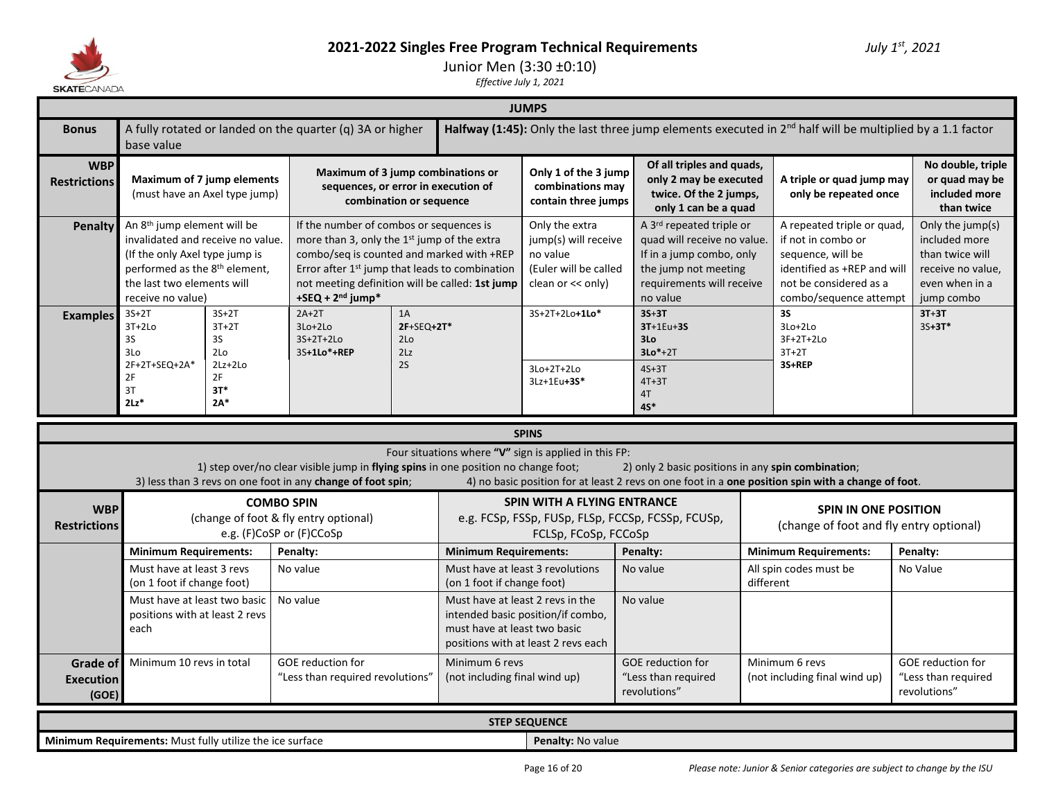# 2021-2022 Singles Free Program Technical Requirements

*July 1st, 2021*

Junior Men (3:30 ±0:10)

*Effective July 1, 2021*

## JUMPS

| | | | | | | | | |
|---|---|---|---|---|---|---|---|---|
| **Bonus** | A fully rotated or landed on the quarter (q) 3A or higher base value | | **Halfway (1:45):** Only the last three jump elements executed in 2nd half will be multiplied by a 1.1 factor | | | | | |
| **WBP Restrictions** | **Maximum of 7 jump elements** (must have an Axel type jump) | | **Maximum of 3 jump combinations or sequences, or error in execution of combination or sequence** | | **Only 1 of the 3 jump combinations may contain three jumps** | **Of all triples and quads, only 2 may be executed twice. Of the 2 jumps, only 1 can be a quad** | **A triple or quad jump may only be repeated once** | **No double, triple or quad may be included more than twice** |
| **Penalty** | An 8th jump element will be invalidated and receive no value. (If the only Axel type jump is performed as the 8th element, the last two elements will receive no value) | | If the number of combos or sequences is more than 3, only the 1st jump of the extra combo/seq is counted and marked with +REP Error after 1st jump that leads to combination not meeting definition will be called: **1st jump +SEQ + 2nd jump*** | | Only the extra jump(s) will receive no value (Euler will be called clean or << only) | A 3rd repeated triple or quad will receive no value. If in a jump combo, only the jump not meeting requirements will receive no value | A repeated triple or quad, if not in combo or sequence, will be identified as +REP and will not be considered as a combo/sequence attempt | Only the jump(s) included more than twice will receive no value, even when in a jump combo |
| **Examples** | 3S+2T<br>3T+2Lo<br>3S<br>3Lo<br>2F+2T+SEQ+2A*<br>2F<br>3T<br>**2Lz*** | 3S+2T<br>3T+2T<br>3S<br>2Lo<br>2Lz+2Lo<br>2F<br>**3T***<br>**2A*** | 2A+2T<br>3Lo+2Lo<br>3S+2T+2Lo<br>3S**+1Lo*+REP** | 1A<br>**2F**+SEQ**+2T***<br>2Lo<br>2Lz<br>2S | 3S+2T+2Lo**+1Lo***<br><br>3Lo+2T+2Lo<br>3Lz+1Eu**+3S*** | **3S**+**3T**<br>**3T**+1Eu+**3S**<br>**3Lo**<br>**3Lo***+2T<br><br>4S+3T<br>4T+3T<br>4T<br>**4S*** | **3S**<br>3Lo+2Lo<br>3F+2T+2Lo<br>3T+2T<br>**3S+REP** | **3T+3T**<br>3S**+3T*** |

## SPINS

Four situations where **"V"** sign is applied in this FP:

1) step over/no clear visible jump in **flying spins** in one position no change foot;
2) only 2 basic positions in any **spin combination**;
3) less than 3 revs on one foot in any **change of foot spin**;
4) no basic position for at least 2 revs on one foot in a **one position spin with a change of foot**.

| **WBP Restrictions** | **COMBO SPIN** (change of foot & fly entry optional) e.g. (F)CoSP or (F)CCoSp | | **SPIN WITH A FLYING ENTRANCE** e.g. FCSp, FSSp, FUSp, FLSp, FCCSp, FCSSp, FCUSp, FCLSp, FCoSp, FCCoSp | | **SPIN IN ONE POSITION** (change of foot and fly entry optional) | |
|---|---|---|---|---|---|---|
| | **Minimum Requirements:** | **Penalty:** | **Minimum Requirements:** | **Penalty:** | **Minimum Requirements:** | **Penalty:** |
| | Must have at least 3 revs (on 1 foot if change foot) | No value | Must have at least 3 revolutions (on 1 foot if change foot) | No value | All spin codes must be different | No Value |
| | Must have at least two basic positions with at least 2 revs each | No value | Must have at least 2 revs in the intended basic position/if combo, must have at least two basic positions with at least 2 revs each | No value | | |
| **Grade of Execution (GOE)** | Minimum 10 revs in total | GOE reduction for "Less than required revolutions" | Minimum 6 revs (not including final wind up) | GOE reduction for "Less than required revolutions" | Minimum 6 revs (not including final wind up) | GOE reduction for "Less than required revolutions" |

## STEP SEQUENCE

| | |
|---|---|
| **Minimum Requirements:** Must fully utilize the ice surface | **Penalty:** No value |

*Please note: Junior & Senior categories are subject to change by the ISU*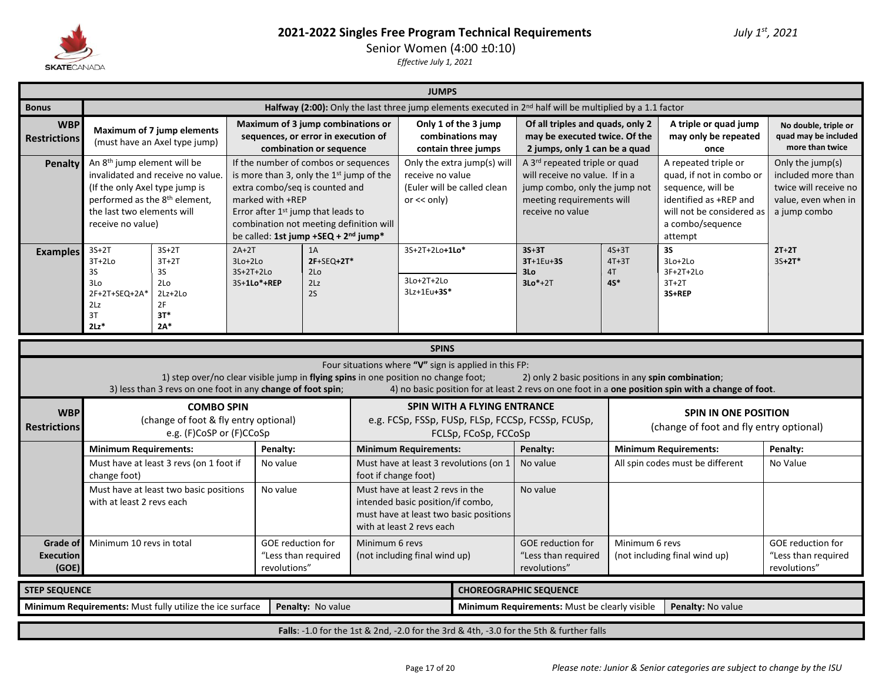# 2021-2022 Singles Free Program Technical Requirements

Senior Women (4:00 ±0:10)

*Effective July 1, 2021*

*July 1st, 2021*

## JUMPS

| | | | | | | | | |
|---|---|---|---|---|---|---|---|---|
| **Bonus** | **Halfway (2:00):** Only the last three jump elements executed in 2nd half will be multiplied by a 1.1 factor | | | | | | | |
| **WBP Restrictions** | **Maximum of 7 jump elements** (must have an Axel type jump) | | **Maximum of 3 jump combinations or sequences, or error in execution of combination or sequence** | | **Only 1 of the 3 jump combinations may contain three jumps** | **Of all triples and quads, only 2 may be executed twice. Of the 2 jumps, only 1 can be a quad** | | **A triple or quad jump may only be repeated once** | **No double, triple or quad may be included more than twice** |
| **Penalty** | An 8th jump element will be invalidated and receive no value. (If the only Axel type jump is performed as the 8th element, the last two elements will receive no value) | | If the number of combos or sequences is more than 3, only the 1st jump of the extra combo/seq is counted and marked with +REP<br>Error after 1st jump that leads to combination not meeting definition will be called: **1st jump +SEQ + 2nd jump*** | | Only the extra jump(s) will receive no value (Euler will be called clean or << only) | A 3rd repeated triple or quad will receive no value. If in a jump combo, only the jump not meeting requirements will receive no value | | A repeated triple or quad, if not in combo or sequence, will be identified as +REP and will not be considered as a combo/sequence attempt | Only the jump(s) included more than twice will receive no value, even when in a jump combo |
| **Examples** | 3S+2T<br>3T+2Lo<br>3S<br>3Lo<br>2F+2T+SEQ+2A*<br>2Lz<br>3T<br>**2Lz*** | 3S+2T<br>3T+2T<br>3S<br>2Lo<br>2Lz+2Lo<br>2F<br>**3T***<br>**2A*** | 2A+2T<br>3Lo+2Lo<br>3S+2T+2Lo<br>3S+**1Lo*+REP** | 1A<br>**2F+SEQ+2T***<br>2Lo<br>2Lz<br>2S | 3S+2T+2Lo**+1Lo***<br><br>3Lo+2T+2Lo<br>3Lz+1Eu**+3S*** | **3S+3T**<br>**3T**+1Eu+**3S**<br>**3Lo**<br>**3Lo***+2T | 4S+3T<br>4T+3T<br>4T<br>**4S*** | **3S**<br>3Lo+2Lo<br>3F+2T+2Lo<br>3T+2T<br>**3S+REP** | **2T+2T**<br>3S**+2T*** |

## SPINS

Four situations where **"V"** sign is applied in this FP:

1) step over/no clear visible jump in **flying spins** in one position no change foot; 2) only 2 basic positions in any **spin combination**;
3) less than 3 revs on one foot in any **change of foot spin**; 4) no basic position for at least 2 revs on one foot in a **one position spin with a change of foot**.

| **WBP Restrictions** | **COMBO SPIN** (change of foot & fly entry optional) e.g. (F)CoSP or (F)CCoSp | | **SPIN WITH A FLYING ENTRANCE** e.g. FCSp, FSSp, FUSp, FLSp, FCCSp, FCSSp, FCUSp, FCLSp, FCoSp, FCCoSp | | **SPIN IN ONE POSITION** (change of foot and fly entry optional) | |
|---|---|---|---|---|---|---|
| | **Minimum Requirements:** | **Penalty:** | **Minimum Requirements:** | **Penalty:** | **Minimum Requirements:** | **Penalty:** |
| | Must have at least 3 revs (on 1 foot if change foot) | No value | Must have at least 3 revolutions (on 1 foot if change foot) | No value | All spin codes must be different | No Value |
| | Must have at least two basic positions with at least 2 revs each | No value | Must have at least 2 revs in the intended basic position/if combo, must have at least two basic positions with at least 2 revs each | No value | | |
| **Grade of Execution (GOE)** | Minimum 10 revs in total | GOE reduction for "Less than required revolutions" | Minimum 6 revs (not including final wind up) | GOE reduction for "Less than required revolutions" | Minimum 6 revs (not including final wind up) | GOE reduction for "Less than required revolutions" |

| **STEP SEQUENCE** | | **CHOREOGRAPHIC SEQUENCE** | |
|---|---|---|---|
| **Minimum Requirements:** Must fully utilize the ice surface | **Penalty:** No value | **Minimum Requirements:** Must be clearly visible | **Penalty:** No value |

**Falls**: -1.0 for the 1st & 2nd, -2.0 for the 3rd & 4th, -3.0 for the 5th & further falls

*Please note: Junior & Senior categories are subject to change by the ISU*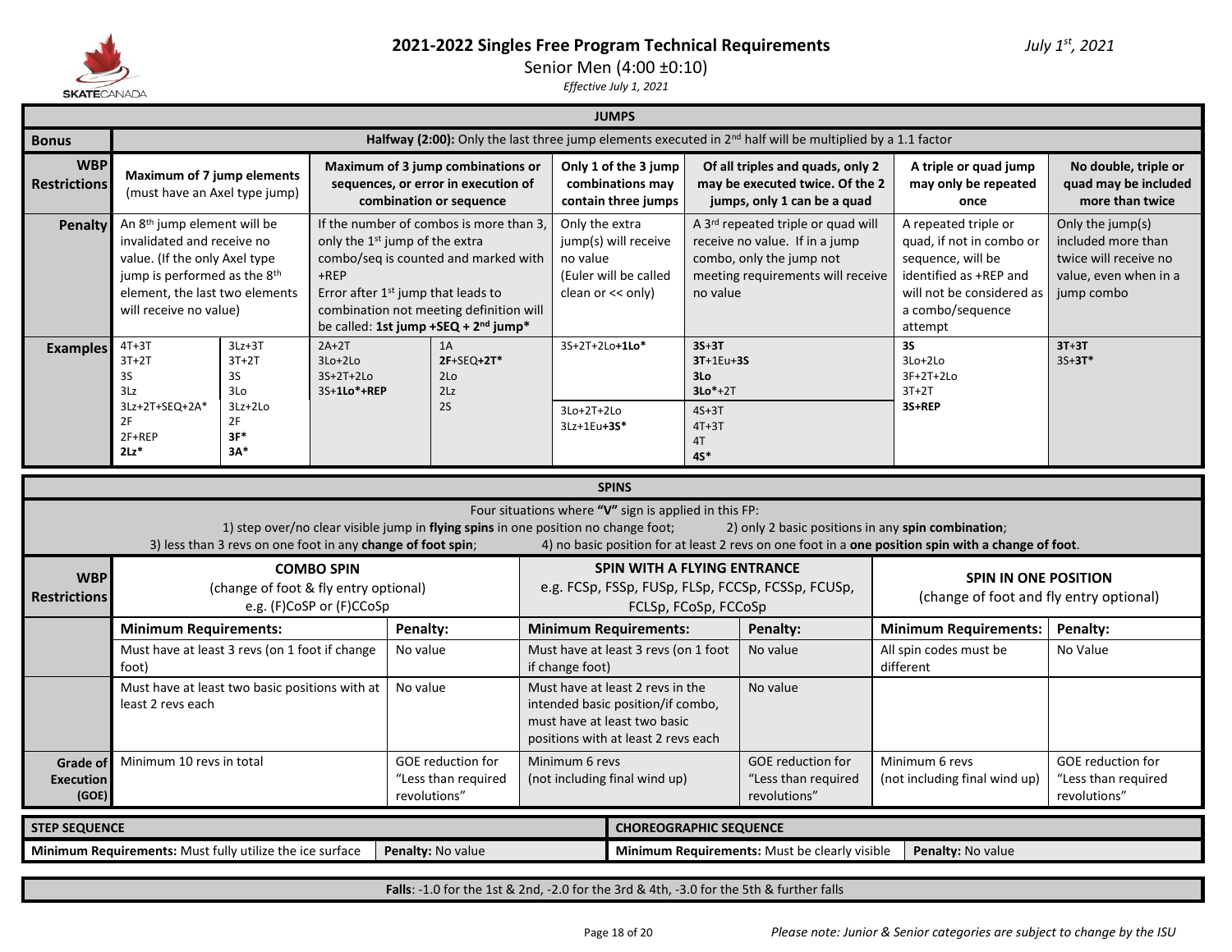# 2021-2022 Singles Free Program Technical Requirements

*July 1st, 2021*

Senior Men (4:00 ±0:10)

*Effective July 1, 2021*

## JUMPS

**Bonus** — **Halfway (2:00):** Only the last three jump elements executed in 2nd half will be multiplied by a 1.1 factor

| | | | | | | | | |
|---|---|---|---|---|---|---|---|---|
| **WBP Restrictions** | **Maximum of 7 jump elements** (must have an Axel type jump) | | **Maximum of 3 jump combinations or sequences, or error in execution of combination or sequence** | | **Only 1 of the 3 jump combinations may contain three jumps** | **Of all triples and quads, only 2 may be executed twice. Of the 2 jumps, only 1 can be a quad** | **A triple or quad jump may only be repeated once** | **No double, triple or quad may be included more than twice** |
| **Penalty** | An 8th jump element will be invalidated and receive no value. (If the only Axel type jump is performed as the 8th element, the last two elements will receive no value) | | If the number of combos is more than 3, only the 1st jump of the extra combo/seq is counted and marked with +REP<br>Error after 1st jump that leads to combination not meeting definition will be called: **1st jump +SEQ + 2nd jump*** | | Only the extra jump(s) will receive no value (Euler will be called clean or << only) | A 3rd repeated triple or quad will receive no value. If in a jump combo, only the jump not meeting requirements will receive no value | A repeated triple or quad, if not in combo or sequence, will be identified as +REP and will not be considered as a combo/sequence attempt | Only the jump(s) included more than twice will receive no value, even when in a jump combo |
| **Examples** | 4T+3T<br>3T+2T<br>3S<br>3Lz<br>3Lz+2T+SEQ+2A*<br>2F<br>2F+REP<br>**2Lz*** | 3Lz+3T<br>3T+2T<br>3S<br>3Lo<br>3Lz+2Lo<br>2F<br>**3F***<br>**3A*** | 2A+2T<br>3Lo+2Lo<br>3S+2T+2Lo<br>3S+**1Lo*+REP** | 1A<br>**2F**+SEQ+**2T***<br>2Lo<br>2Lz<br>2S | 3S+2T+2Lo+**1Lo***<br><br>3Lo+2T+2Lo<br>3Lz+1Eu+**3S*** | **3S**+**3T**<br>**3T**+1Eu+**3S**<br>**3Lo**<br>**3Lo***+2T<br><br>4S+3T<br>4T+3T<br>4T<br>**4S*** | **3S**<br>3Lo+2Lo<br>3F+2T+2Lo<br>3T+2T<br>**3S+REP** | **3T+3T**<br>3S+**3T*** |

## SPINS

Four situations where **"V"** sign is applied in this FP:

1) step over/no clear visible jump in **flying spins** in one position no change foot; 2) only 2 basic positions in any **spin combination**; 3) less than 3 revs on one foot in any **change of foot spin**; 4) no basic position for at least 2 revs on one foot in a **one position spin with a change of foot**.

| **WBP Restrictions** | **COMBO SPIN** (change of foot & fly entry optional) e.g. (F)CoSP or (F)CCoSp | | **SPIN WITH A FLYING ENTRANCE** e.g. FCSp, FSSp, FUSp, FLSp, FCCSp, FCSSp, FCUSp, FCLSp, FCoSp, FCCoSp | | **SPIN IN ONE POSITION** (change of foot and fly entry optional) | |
|---|---|---|---|---|---|---|
| | **Minimum Requirements:** | **Penalty:** | **Minimum Requirements:** | **Penalty:** | **Minimum Requirements:** | **Penalty:** |
| | Must have at least 3 revs (on 1 foot if change foot) | No value | Must have at least 3 revs (on 1 foot if change foot) | No value | All spin codes must be different | No Value |
| | Must have at least two basic positions with at least 2 revs each | No value | Must have at least 2 revs in the intended basic position/if combo, must have at least two basic positions with at least 2 revs each | No value | | |
| **Grade of Execution (GOE)** | Minimum 10 revs in total | GOE reduction for "Less than required revolutions" | Minimum 6 revs (not including final wind up) | GOE reduction for "Less than required revolutions" | Minimum 6 revs (not including final wind up) | GOE reduction for "Less than required revolutions" |

| **STEP SEQUENCE** | | **CHOREOGRAPHIC SEQUENCE** | |
|---|---|---|---|
| **Minimum Requirements:** Must fully utilize the ice surface | **Penalty:** No value | **Minimum Requirements:** Must be clearly visible | **Penalty:** No value |

**Falls**: -1.0 for the 1st & 2nd, -2.0 for the 3rd & 4th, -3.0 for the 5th & further falls

*Please note: Junior & Senior categories are subject to change by the ISU*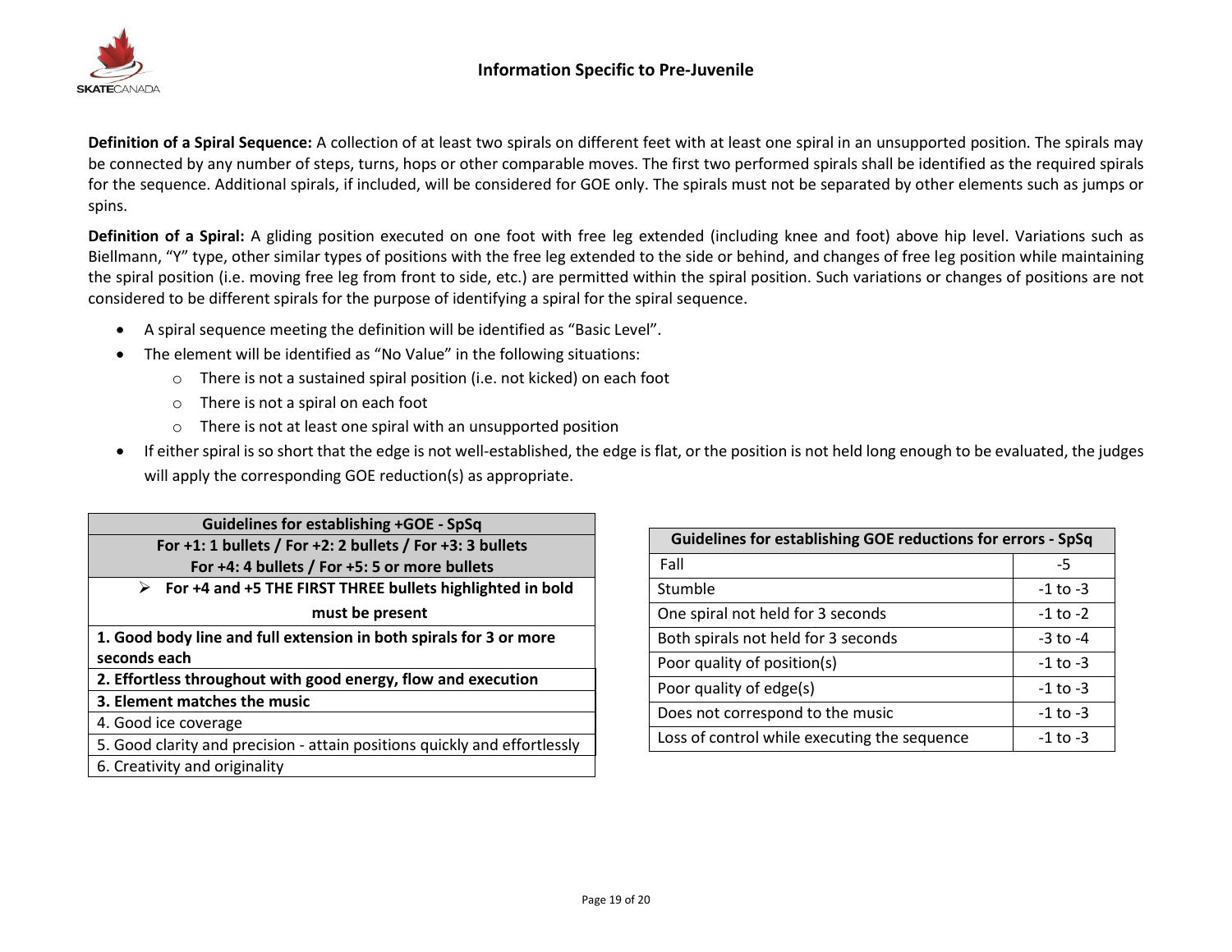## Information Specific to Pre-Juvenile

**Definition of a Spiral Sequence:** A collection of at least two spirals on different feet with at least one spiral in an unsupported position. The spirals may be connected by any number of steps, turns, hops or other comparable moves. The first two performed spirals shall be identified as the required spirals for the sequence. Additional spirals, if included, will be considered for GOE only. The spirals must not be separated by other elements such as jumps or spins.

**Definition of a Spiral:** A gliding position executed on one foot with free leg extended (including knee and foot) above hip level. Variations such as Biellmann, "Y" type, other similar types of positions with the free leg extended to the side or behind, and changes of free leg position while maintaining the spiral position (i.e. moving free leg from front to side, etc.) are permitted within the spiral position. Such variations or changes of positions are not considered to be different spirals for the purpose of identifying a spiral for the spiral sequence.

- A spiral sequence meeting the definition will be identified as "Basic Level".
- The element will be identified as "No Value" in the following situations:
  - There is not a sustained spiral position (i.e. not kicked) on each foot
  - There is not a spiral on each foot
  - There is not at least one spiral with an unsupported position
- If either spiral is so short that the edge is not well-established, the edge is flat, or the position is not held long enough to be evaluated, the judges will apply the corresponding GOE reduction(s) as appropriate.

| Guidelines for establishing +GOE - SpSq |
|---|
| **For +1: 1 bullets / For +2: 2 bullets / For +3: 3 bullets** |
| **For +4: 4 bullets / For +5: 5 or more bullets** |
| ➢ **For +4 and +5 THE FIRST THREE bullets highlighted in bold must be present** |
| **1. Good body line and full extension in both spirals for 3 or more seconds each** |
| **2. Effortless throughout with good energy, flow and execution** |
| **3. Element matches the music** |
| 4. Good ice coverage |
| 5. Good clarity and precision - attain positions quickly and effortlessly |
| 6. Creativity and originality |

| Guidelines for establishing GOE reductions for errors - SpSq | |
|---|---|
| Fall | -5 |
| Stumble | -1 to -3 |
| One spiral not held for 3 seconds | -1 to -2 |
| Both spirals not held for 3 seconds | -3 to -4 |
| Poor quality of position(s) | -1 to -3 |
| Poor quality of edge(s) | -1 to -3 |
| Does not correspond to the music | -1 to -3 |
| Loss of control while executing the sequence | -1 to -3 |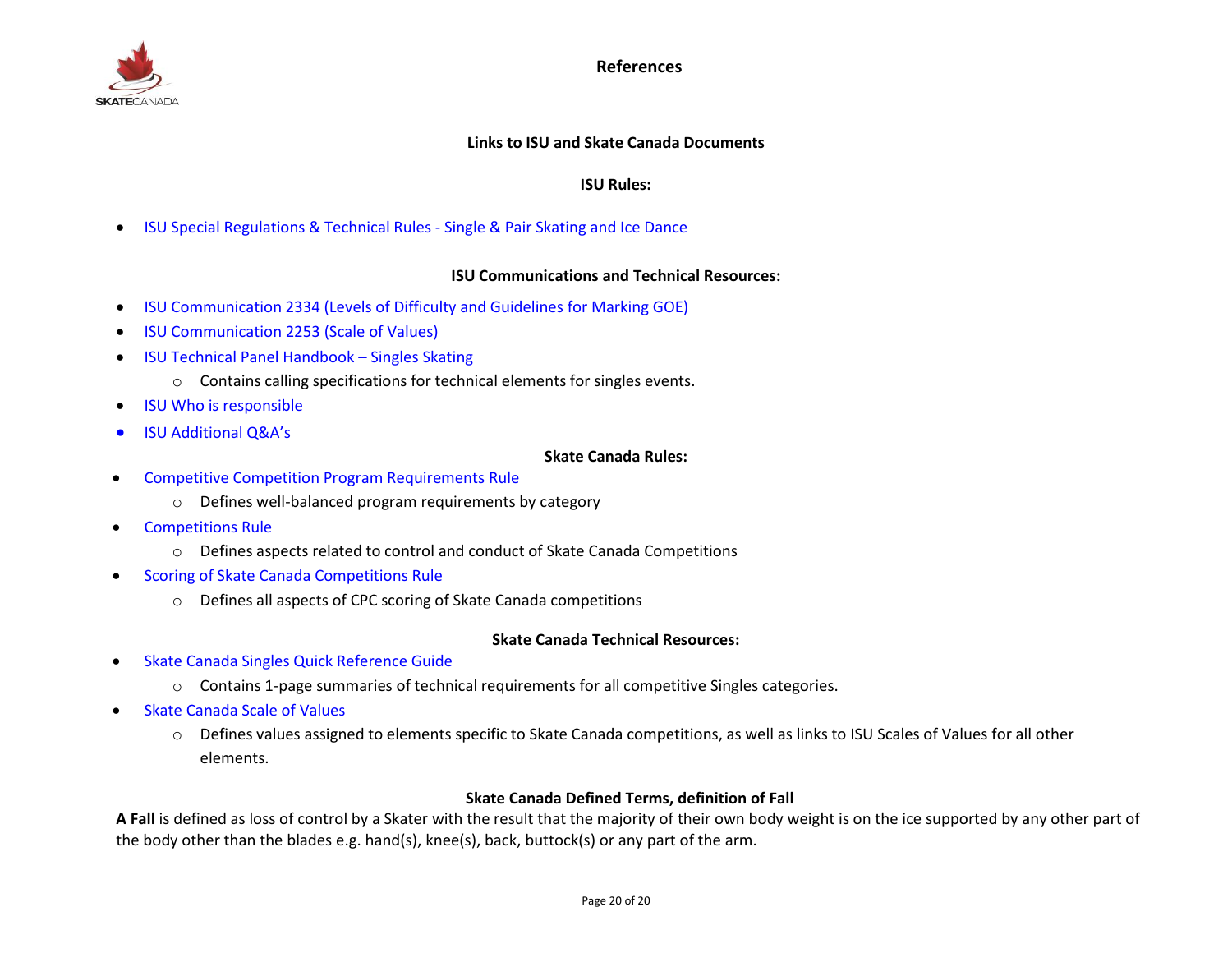# References

## Links to ISU and Skate Canada Documents

### ISU Rules:

- ISU Special Regulations & Technical Rules - Single & Pair Skating and Ice Dance

### ISU Communications and Technical Resources:

- ISU Communication 2334 (Levels of Difficulty and Guidelines for Marking GOE)
- ISU Communication 2253 (Scale of Values)
- ISU Technical Panel Handbook – Singles Skating
  - Contains calling specifications for technical elements for singles events.
- ISU Who is responsible
- ISU Additional Q&A's

### Skate Canada Rules:

- Competitive Competition Program Requirements Rule
  - Defines well-balanced program requirements by category
- Competitions Rule
  - Defines aspects related to control and conduct of Skate Canada Competitions
- Scoring of Skate Canada Competitions Rule
  - Defines all aspects of CPC scoring of Skate Canada competitions

### Skate Canada Technical Resources:

- Skate Canada Singles Quick Reference Guide
  - Contains 1-page summaries of technical requirements for all competitive Singles categories.
- Skate Canada Scale of Values
  - Defines values assigned to elements specific to Skate Canada competitions, as well as links to ISU Scales of Values for all other elements.

### Skate Canada Defined Terms, definition of Fall

**A Fall** is defined as loss of control by a Skater with the result that the majority of their own body weight is on the ice supported by any other part of the body other than the blades e.g. hand(s), knee(s), back, buttock(s) or any part of the arm.